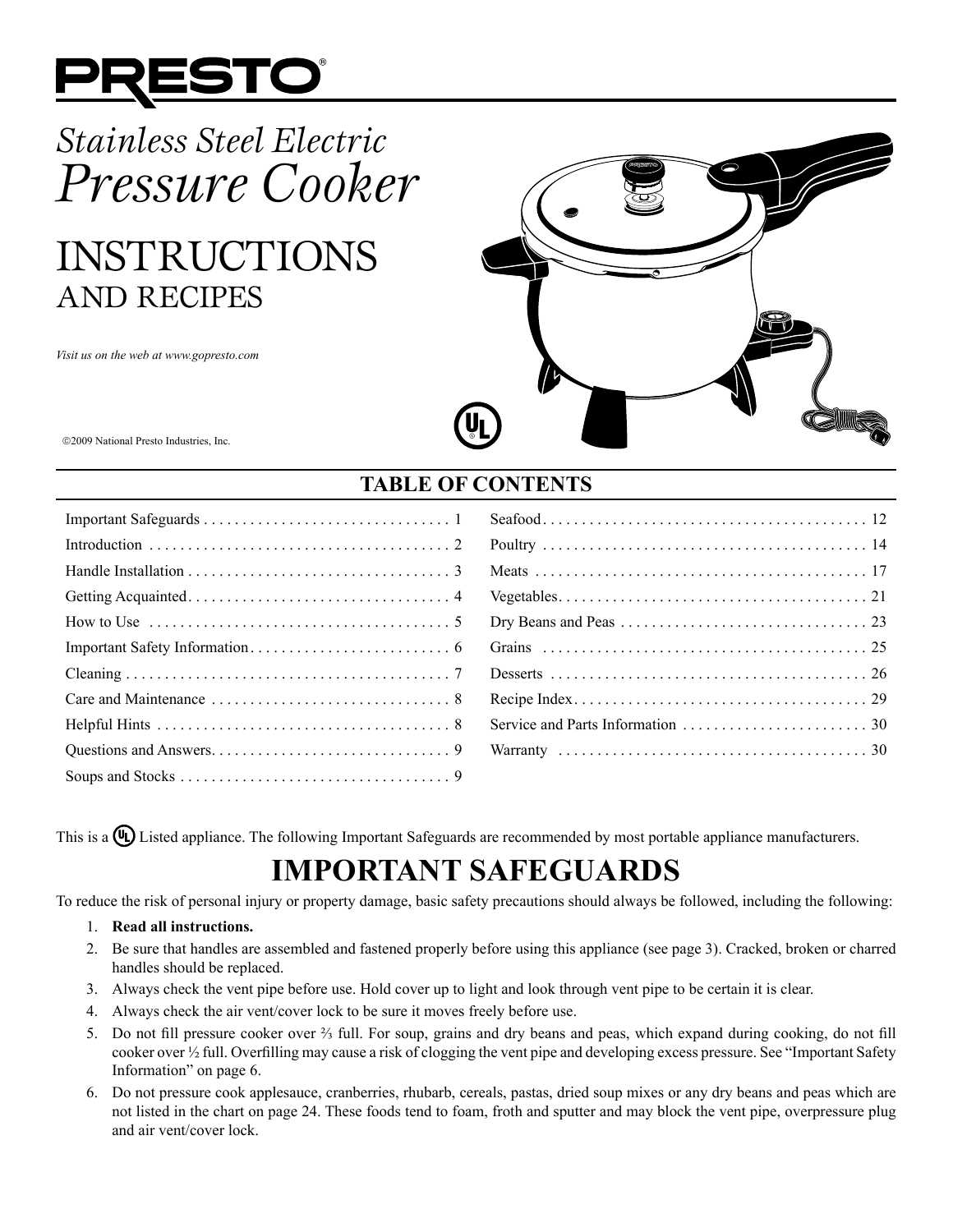# PRESTO®

*Stainless Steel Electric*

# *Pressure Cooker*

## INSTRUCTIONS AND RECIPES

*Visit us on the web at www.gopresto.com*

©2009 National Presto Industries, Inc.

## TABLE OF CONTENTS

| | | | |
|---|---|---|---|
| Important Safeguards | 1 | Seafood | 12 |
| Introduction | 2 | Poultry | 14 |
| Handle Installation | 3 | Meats | 17 |
| Getting Acquainted | 4 | Vegetables | 21 |
| How to Use | 5 | Dry Beans and Peas | 23 |
| Important Safety Information | 6 | Grains | 25 |
| Cleaning | 7 | Desserts | 26 |
| Care and Maintenance | 8 | Recipe Index | 29 |
| Helpful Hints | 8 | Service and Parts Information | 30 |
| Questions and Answers | 9 | Warranty | 30 |
| Soups and Stocks | 9 | | |

This is a UL Listed appliance. The following Important Safeguards are recommended by most portable appliance manufacturers.

# IMPORTANT SAFEGUARDS

To reduce the risk of personal injury or property damage, basic safety precautions should always be followed, including the following:

1. **Read all instructions.**
2. Be sure that handles are assembled and fastened properly before using this appliance (see page 3). Cracked, broken or charred handles should be replaced.
3. Always check the vent pipe before use. Hold cover up to light and look through vent pipe to be certain it is clear.
4. Always check the air vent/cover lock to be sure it moves freely before use.
5. Do not fill pressure cooker over ⅔ full. For soup, grains and dry beans and peas, which expand during cooking, do not fill cooker over ½ full. Overfilling may cause a risk of clogging the vent pipe and developing excess pressure. See "Important Safety Information" on page 6.
6. Do not pressure cook applesauce, cranberries, rhubarb, cereals, pastas, dried soup mixes or any dry beans and peas which are not listed in the chart on page 24. These foods tend to foam, froth and sputter and may block the vent pipe, overpressure plug and air vent/cover lock.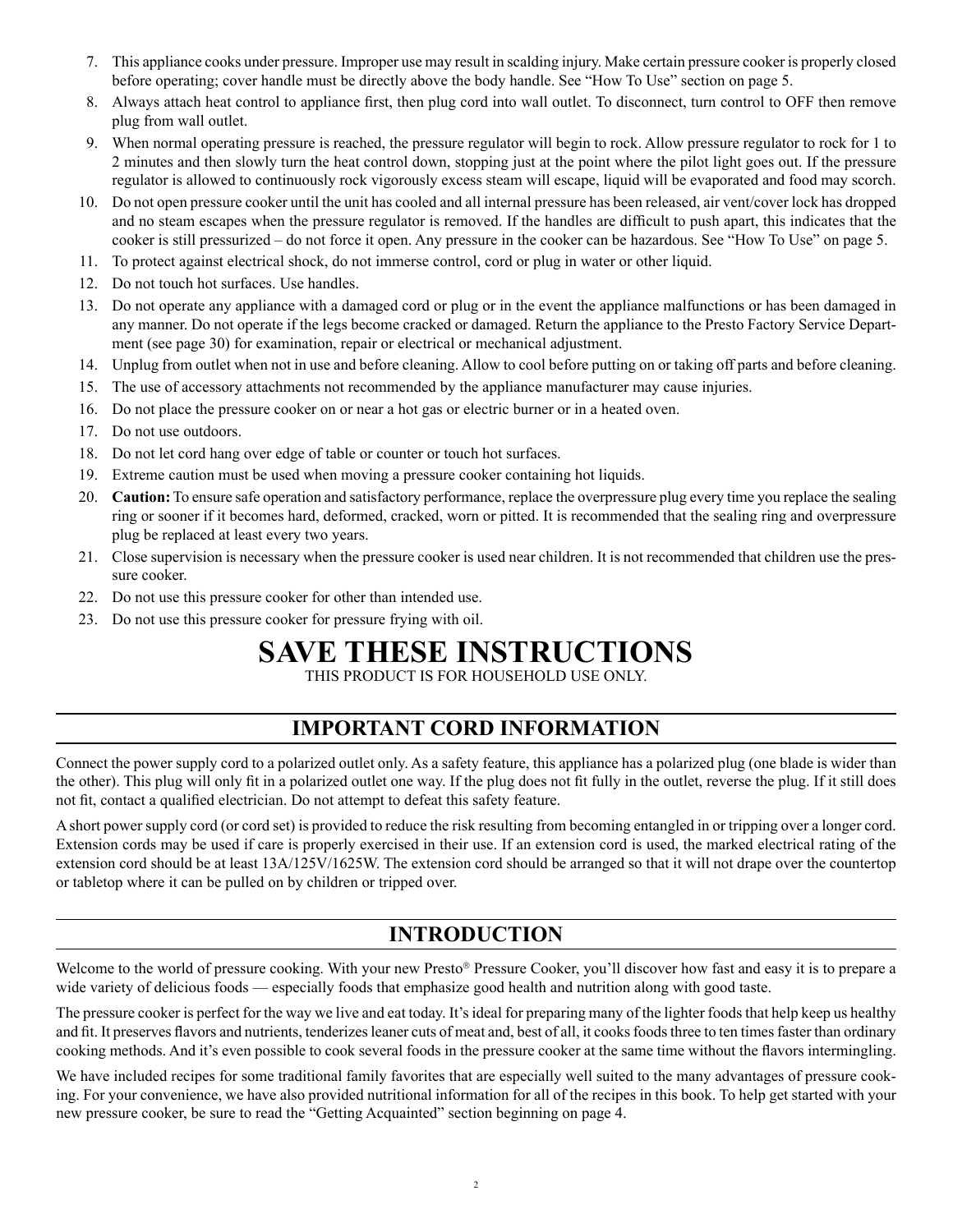7. This appliance cooks under pressure. Improper use may result in scalding injury. Make certain pressure cooker is properly closed before operating; cover handle must be directly above the body handle. See "How To Use" section on page 5.
8. Always attach heat control to appliance first, then plug cord into wall outlet. To disconnect, turn control to OFF then remove plug from wall outlet.
9. When normal operating pressure is reached, the pressure regulator will begin to rock. Allow pressure regulator to rock for 1 to 2 minutes and then slowly turn the heat control down, stopping just at the point where the pilot light goes out. If the pressure regulator is allowed to continuously rock vigorously excess steam will escape, liquid will be evaporated and food may scorch.
10. Do not open pressure cooker until the unit has cooled and all internal pressure has been released, air vent/cover lock has dropped and no steam escapes when the pressure regulator is removed. If the handles are difficult to push apart, this indicates that the cooker is still pressurized – do not force it open. Any pressure in the cooker can be hazardous. See "How To Use" on page 5.
11. To protect against electrical shock, do not immerse control, cord or plug in water or other liquid.
12. Do not touch hot surfaces. Use handles.
13. Do not operate any appliance with a damaged cord or plug or in the event the appliance malfunctions or has been damaged in any manner. Do not operate if the legs become cracked or damaged. Return the appliance to the Presto Factory Service Department (see page 30) for examination, repair or electrical or mechanical adjustment.
14. Unplug from outlet when not in use and before cleaning. Allow to cool before putting on or taking off parts and before cleaning.
15. The use of accessory attachments not recommended by the appliance manufacturer may cause injuries.
16. Do not place the pressure cooker on or near a hot gas or electric burner or in a heated oven.
17. Do not use outdoors.
18. Do not let cord hang over edge of table or counter or touch hot surfaces.
19. Extreme caution must be used when moving a pressure cooker containing hot liquids.
20. **Caution:** To ensure safe operation and satisfactory performance, replace the overpressure plug every time you replace the sealing ring or sooner if it becomes hard, deformed, cracked, worn or pitted. It is recommended that the sealing ring and overpressure plug be replaced at least every two years.
21. Close supervision is necessary when the pressure cooker is used near children. It is not recommended that children use the pressure cooker.
22. Do not use this pressure cooker for other than intended use.
23. Do not use this pressure cooker for pressure frying with oil.

# SAVE THESE INSTRUCTIONS

THIS PRODUCT IS FOR HOUSEHOLD USE ONLY.

## IMPORTANT CORD INFORMATION

Connect the power supply cord to a polarized outlet only. As a safety feature, this appliance has a polarized plug (one blade is wider than the other). This plug will only fit in a polarized outlet one way. If the plug does not fit fully in the outlet, reverse the plug. If it still does not fit, contact a qualified electrician. Do not attempt to defeat this safety feature.

A short power supply cord (or cord set) is provided to reduce the risk resulting from becoming entangled in or tripping over a longer cord. Extension cords may be used if care is properly exercised in their use. If an extension cord is used, the marked electrical rating of the extension cord should be at least 13A/125V/1625W. The extension cord should be arranged so that it will not drape over the countertop or tabletop where it can be pulled on by children or tripped over.

## INTRODUCTION

Welcome to the world of pressure cooking. With your new Presto® Pressure Cooker, you'll discover how fast and easy it is to prepare a wide variety of delicious foods — especially foods that emphasize good health and nutrition along with good taste.

The pressure cooker is perfect for the way we live and eat today. It's ideal for preparing many of the lighter foods that help keep us healthy and fit. It preserves flavors and nutrients, tenderizes leaner cuts of meat and, best of all, it cooks foods three to ten times faster than ordinary cooking methods. And it's even possible to cook several foods in the pressure cooker at the same time without the flavors intermingling.

We have included recipes for some traditional family favorites that are especially well suited to the many advantages of pressure cooking. For your convenience, we have also provided nutritional information for all of the recipes in this book. To help get started with your new pressure cooker, be sure to read the "Getting Acquainted" section beginning on page 4.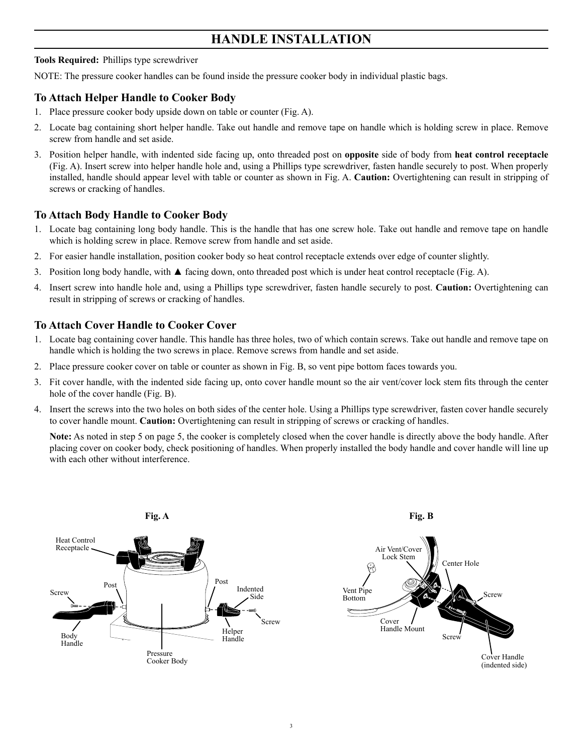# HANDLE INSTALLATION

**Tools Required:** Phillips type screwdriver

NOTE: The pressure cooker handles can be found inside the pressure cooker body in individual plastic bags.

## To Attach Helper Handle to Cooker Body

1. Place pressure cooker body upside down on table or counter (Fig. A).
2. Locate bag containing short helper handle. Take out handle and remove tape on handle which is holding screw in place. Remove screw from handle and set aside.
3. Position helper handle, with indented side facing up, onto threaded post on **opposite** side of body from **heat control receptacle** (Fig. A). Insert screw into helper handle hole and, using a Phillips type screwdriver, fasten handle securely to post. When properly installed, handle should appear level with table or counter as shown in Fig. A. **Caution:** Overtightening can result in stripping of screws or cracking of handles.

## To Attach Body Handle to Cooker Body

1. Locate bag containing long body handle. This is the handle that has one screw hole. Take out handle and remove tape on handle which is holding screw in place. Remove screw from handle and set aside.
2. For easier handle installation, position cooker body so heat control receptacle extends over edge of counter slightly.
3. Position long body handle, with ▲ facing down, onto threaded post which is under heat control receptacle (Fig. A).
4. Insert screw into handle hole and, using a Phillips type screwdriver, fasten handle securely to post. **Caution:** Overtightening can result in stripping of screws or cracking of handles.

## To Attach Cover Handle to Cooker Cover

1. Locate bag containing cover handle. This handle has three holes, two of which contain screws. Take out handle and remove tape on handle which is holding the two screws in place. Remove screws from handle and set aside.
2. Place pressure cooker cover on table or counter as shown in Fig. B, so vent pipe bottom faces towards you.
3. Fit cover handle, with the indented side facing up, onto cover handle mount so the air vent/cover lock stem fits through the center hole of the cover handle (Fig. B).
4. Insert the screws into the two holes on both sides of the center hole. Using a Phillips type screwdriver, fasten cover handle securely to cover handle mount. **Caution:** Overtightening can result in stripping of screws or cracking of handles.

   **Note:** As noted in step 5 on page 5, the cooker is completely closed when the cover handle is directly above the body handle. After placing cover on cooker body, check positioning of handles. When properly installed the body handle and cover handle will line up with each other without interference.

**Fig. A**

Heat Control Receptacle, Screw, Post, Post, Indented Side, Screw, Body Handle, Helper Handle, Pressure Cooker Body

**Fig. B**

Air Vent/Cover Lock Stem, Center Hole, Vent Pipe Bottom, Screw, Cover Handle Mount, Screw, Cover Handle (indented side)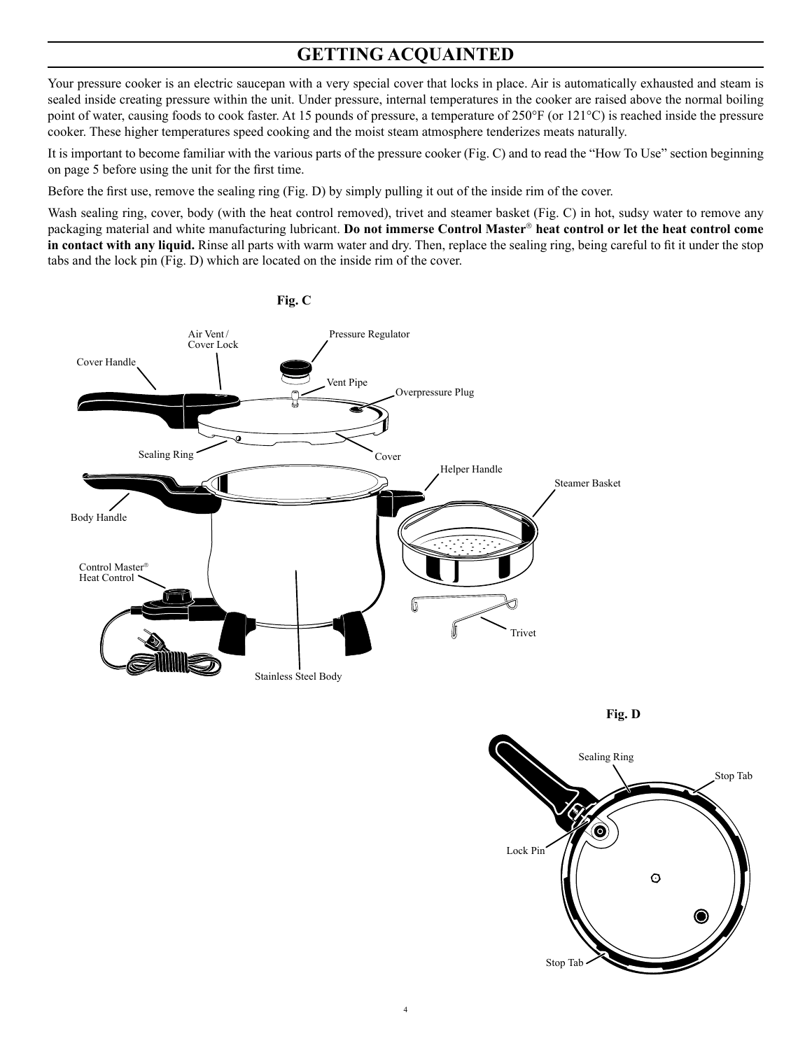# GETTING ACQUAINTED

Your pressure cooker is an electric saucepan with a very special cover that locks in place. Air is automatically exhausted and steam is sealed inside creating pressure within the unit. Under pressure, internal temperatures in the cooker are raised above the normal boiling point of water, causing foods to cook faster. At 15 pounds of pressure, a temperature of 250°F (or 121°C) is reached inside the pressure cooker. These higher temperatures speed cooking and the moist steam atmosphere tenderizes meats naturally.

It is important to become familiar with the various parts of the pressure cooker (Fig. C) and to read the "How To Use" section beginning on page 5 before using the unit for the first time.

Before the first use, remove the sealing ring (Fig. D) by simply pulling it out of the inside rim of the cover.

Wash sealing ring, cover, body (with the heat control removed), trivet and steamer basket (Fig. C) in hot, sudsy water to remove any packaging material and white manufacturing lubricant. **Do not immerse Control Master® heat control or let the heat control come in contact with any liquid.** Rinse all parts with warm water and dry. Then, replace the sealing ring, being careful to fit it under the stop tabs and the lock pin (Fig. D) which are located on the inside rim of the cover.

**Fig. C**

Cover Handle, Air Vent / Cover Lock, Pressure Regulator, Vent Pipe, Overpressure Plug, Sealing Ring, Cover, Helper Handle, Steamer Basket, Body Handle, Control Master® Heat Control, Trivet, Stainless Steel Body

**Fig. D**

Sealing Ring, Stop Tab, Lock Pin, Stop Tab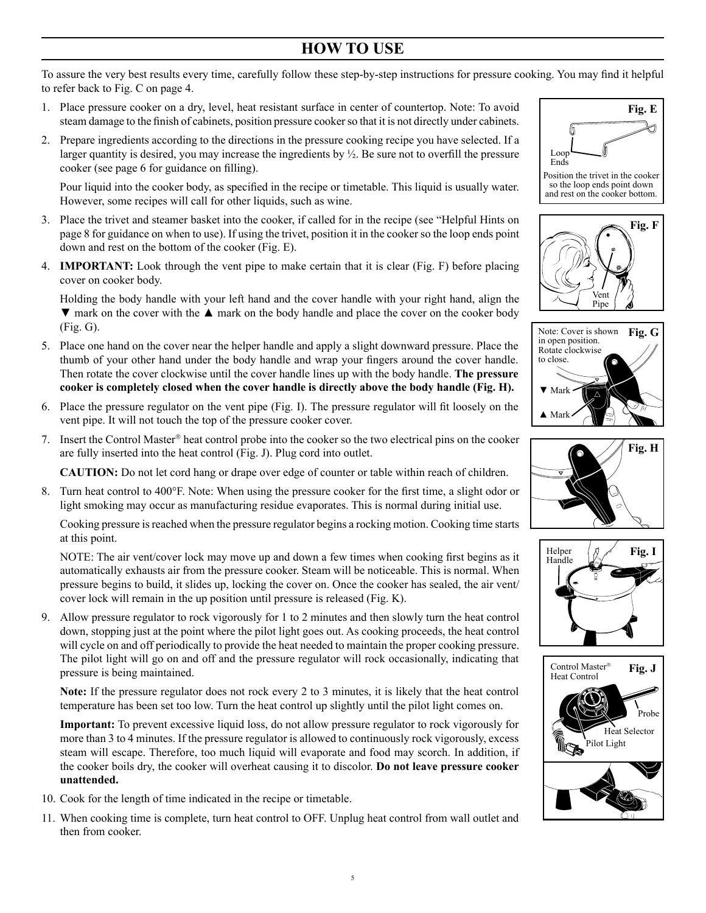# HOW TO USE

To assure the very best results every time, carefully follow these step-by-step instructions for pressure cooking. You may find it helpful to refer back to Fig. C on page 4.

1. Place pressure cooker on a dry, level, heat resistant surface in center of countertop. Note: To avoid steam damage to the finish of cabinets, position pressure cooker so that it is not directly under cabinets.

2. Prepare ingredients according to the directions in the pressure cooking recipe you have selected. If a larger quantity is desired, you may increase the ingredients by ½. Be sure not to overfill the pressure cooker (see page 6 for guidance on filling).

   Pour liquid into the cooker body, as specified in the recipe or timetable. This liquid is usually water. However, some recipes will call for other liquids, such as wine.

3. Place the trivet and steamer basket into the cooker, if called for in the recipe (see "Helpful Hints on page 8 for guidance on when to use). If using the trivet, position it in the cooker so the loop ends point down and rest on the bottom of the cooker (Fig. E).

4. **IMPORTANT:** Look through the vent pipe to make certain that it is clear (Fig. F) before placing cover on cooker body.

   Holding the body handle with your left hand and the cover handle with your right hand, align the ▼ mark on the cover with the ▲ mark on the body handle and place the cover on the cooker body (Fig. G).

5. Place one hand on the cover near the helper handle and apply a slight downward pressure. Place the thumb of your other hand under the body handle and wrap your fingers around the cover handle. Then rotate the cover clockwise until the cover handle lines up with the body handle. **The pressure cooker is completely closed when the cover handle is directly above the body handle (Fig. H).**

6. Place the pressure regulator on the vent pipe (Fig. I). The pressure regulator will fit loosely on the vent pipe. It will not touch the top of the pressure cooker cover.

7. Insert the Control Master® heat control probe into the cooker so the two electrical pins on the cooker are fully inserted into the heat control (Fig. J). Plug cord into outlet.

   **CAUTION:** Do not let cord hang or drape over edge of counter or table within reach of children.

8. Turn heat control to 400°F. Note: When using the pressure cooker for the first time, a slight odor or light smoking may occur as manufacturing residue evaporates. This is normal during initial use.

   Cooking pressure is reached when the pressure regulator begins a rocking motion. Cooking time starts at this point.

   NOTE: The air vent/cover lock may move up and down a few times when cooking first begins as it automatically exhausts air from the pressure cooker. Steam will be noticeable. This is normal. When pressure begins to build, it slides up, locking the cover on. Once the cooker has sealed, the air vent/cover lock will remain in the up position until pressure is released (Fig. K).

9. Allow pressure regulator to rock vigorously for 1 to 2 minutes and then slowly turn the heat control down, stopping just at the point where the pilot light goes out. As cooking proceeds, the heat control will cycle on and off periodically to provide the heat needed to maintain the proper cooking pressure. The pilot light will go on and off and the pressure regulator will rock occasionally, indicating that pressure is being maintained.

   **Note:** If the pressure regulator does not rock every 2 to 3 minutes, it is likely that the heat control temperature has been set too low. Turn the heat control up slightly until the pilot light comes on.

   **Important:** To prevent excessive liquid loss, do not allow pressure regulator to rock vigorously for more than 3 to 4 minutes. If the pressure regulator is allowed to continuously rock vigorously, excess steam will escape. Therefore, too much liquid will evaporate and food may scorch. In addition, if the cooker boils dry, the cooker will overheat causing it to discolor. **Do not leave pressure cooker unattended.**

10. Cook for the length of time indicated in the recipe or timetable.

11. When cooking time is complete, turn heat control to OFF. Unplug heat control from wall outlet and then from cooker.

**Fig. E** — Loop Ends. Position the trivet in the cooker so the loop ends point down and rest on the cooker bottom.

**Fig. F** — Vent Pipe

**Fig. G** — Note: Cover is shown in open position. Rotate clockwise to close. ▼ Mark, ▲ Mark

**Fig. H**

**Fig. I** — Helper Handle

**Fig. J** — Control Master® Heat Control, Probe, Heat Selector, Pilot Light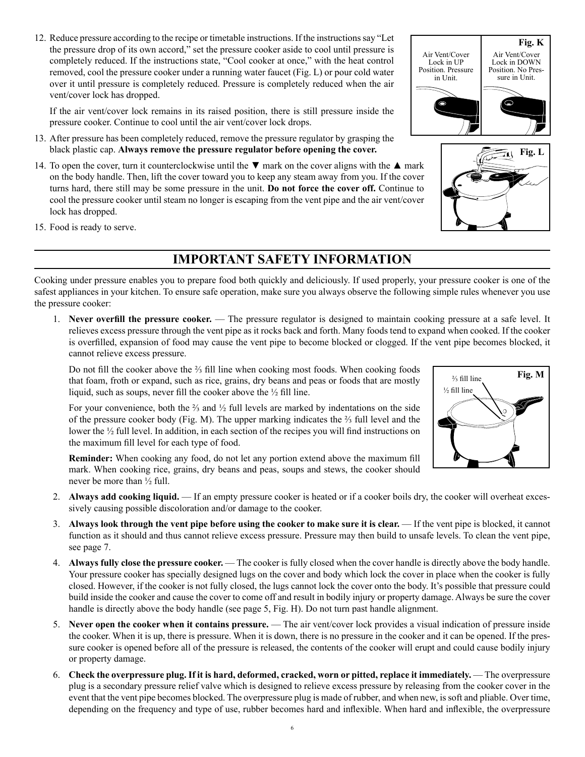12. Reduce pressure according to the recipe or timetable instructions. If the instructions say "Let the pressure drop of its own accord," set the pressure cooker aside to cool until pressure is completely reduced. If the instructions state, "Cool cooker at once," with the heat control removed, cool the pressure cooker under a running water faucet (Fig. L) or pour cold water over it until pressure is completely reduced. Pressure is completely reduced when the air vent/cover lock has dropped.

    If the air vent/cover lock remains in its raised position, there is still pressure inside the pressure cooker. Continue to cool until the air vent/cover lock drops.

13. After pressure has been completely reduced, remove the pressure regulator by grasping the black plastic cap. **Always remove the pressure regulator before opening the cover.**

14. To open the cover, turn it counterclockwise until the ▼ mark on the cover aligns with the ▲ mark on the body handle. Then, lift the cover toward you to keep any steam away from you. If the cover turns hard, there still may be some pressure in the unit. **Do not force the cover off.** Continue to cool the pressure cooker until steam no longer is escaping from the vent pipe and the air vent/cover lock has dropped.

15. Food is ready to serve.

**Fig. K**

Air Vent/Cover Lock in UP Position. Pressure in Unit.

Air Vent/Cover Lock in DOWN Position. No Pressure in Unit.

**Fig. L**

# IMPORTANT SAFETY INFORMATION

Cooking under pressure enables you to prepare food both quickly and deliciously. If used properly, your pressure cooker is one of the safest appliances in your kitchen. To ensure safe operation, make sure you always observe the following simple rules whenever you use the pressure cooker:

1. **Never overfill the pressure cooker.** — The pressure regulator is designed to maintain cooking pressure at a safe level. It relieves excess pressure through the vent pipe as it rocks back and forth. Many foods tend to expand when cooked. If the cooker is overfilled, expansion of food may cause the vent pipe to become blocked or clogged. If the vent pipe becomes blocked, it cannot relieve excess pressure.

    Do not fill the cooker above the ⅔ fill line when cooking most foods. When cooking foods that foam, froth or expand, such as rice, grains, dry beans and peas or foods that are mostly liquid, such as soups, never fill the cooker above the ½ fill line.

    For your convenience, both the ⅔ and ½ full levels are marked by indentations on the side of the pressure cooker body (Fig. M). The upper marking indicates the ⅔ full level and the lower the ½ full level. In addition, in each section of the recipes you will find instructions on the maximum fill level for each type of food.

    **Reminder:** When cooking any food, do not let any portion extend above the maximum fill mark. When cooking rice, grains, dry beans and peas, soups and stews, the cooker should never be more than ½ full.

    **Fig. M**

    ⅔ fill line

    ½ fill line

2. **Always add cooking liquid.** — If an empty pressure cooker is heated or if a cooker boils dry, the cooker will overheat excessively causing possible discoloration and/or damage to the cooker.

3. **Always look through the vent pipe before using the cooker to make sure it is clear.** — If the vent pipe is blocked, it cannot function as it should and thus cannot relieve excess pressure. Pressure may then build to unsafe levels. To clean the vent pipe, see page 7.

4. **Always fully close the pressure cooker.** — The cooker is fully closed when the cover handle is directly above the body handle. Your pressure cooker has specially designed lugs on the cover and body which lock the cover in place when the cooker is fully closed. However, if the cooker is not fully closed, the lugs cannot lock the cover onto the body. It's possible that pressure could build inside the cooker and cause the cover to come off and result in bodily injury or property damage. Always be sure the cover handle is directly above the body handle (see page 5, Fig. H). Do not turn past handle alignment.

5. **Never open the cooker when it contains pressure.** — The air vent/cover lock provides a visual indication of pressure inside the cooker. When it is up, there is pressure. When it is down, there is no pressure in the cooker and it can be opened. If the pressure cooker is opened before all of the pressure is released, the contents of the cooker will erupt and could cause bodily injury or property damage.

6. **Check the overpressure plug. If it is hard, deformed, cracked, worn or pitted, replace it immediately.** — The overpressure plug is a secondary pressure relief valve which is designed to relieve excess pressure by releasing from the cooker cover in the event that the vent pipe becomes blocked. The overpressure plug is made of rubber, and when new, is soft and pliable. Over time, depending on the frequency and type of use, rubber becomes hard and inflexible. When hard and inflexible, the overpressure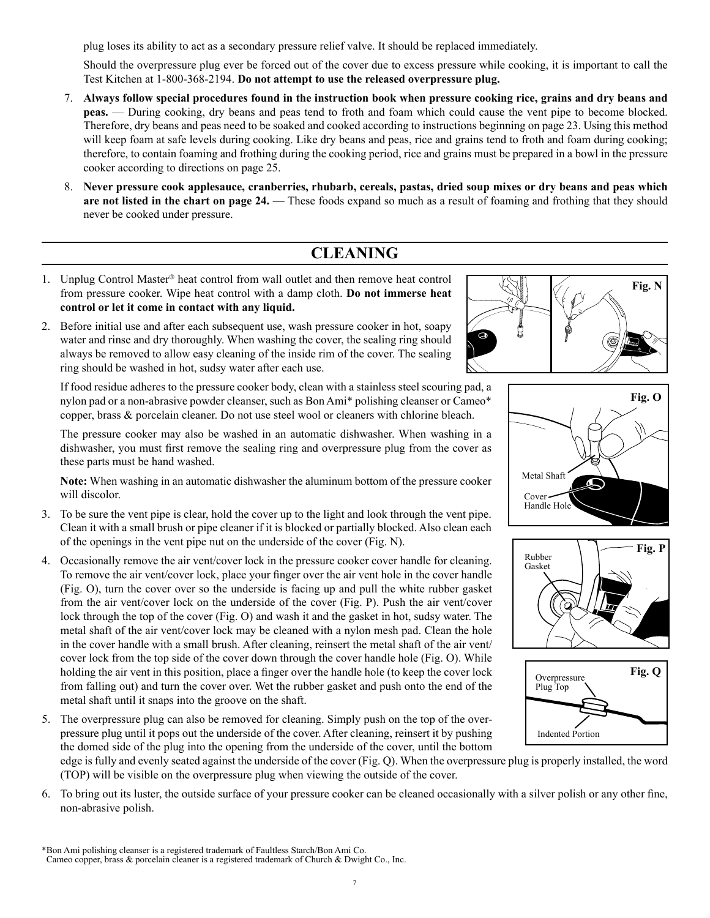plug loses its ability to act as a secondary pressure relief valve. It should be replaced immediately.

Should the overpressure plug ever be forced out of the cover due to excess pressure while cooking, it is important to call the Test Kitchen at 1-800-368-2194. **Do not attempt to use the released overpressure plug.**

7. **Always follow special procedures found in the instruction book when pressure cooking rice, grains and dry beans and peas.** — During cooking, dry beans and peas tend to froth and foam which could cause the vent pipe to become blocked. Therefore, dry beans and peas need to be soaked and cooked according to instructions beginning on page 23. Using this method will keep foam at safe levels during cooking. Like dry beans and peas, rice and grains tend to froth and foam during cooking; therefore, to contain foaming and frothing during the cooking period, rice and grains must be prepared in a bowl in the pressure cooker according to directions on page 25.
8. **Never pressure cook applesauce, cranberries, rhubarb, cereals, pastas, dried soup mixes or dry beans and peas which are not listed in the chart on page 24.** — These foods expand so much as a result of foaming and frothing that they should never be cooked under pressure.

## CLEANING

1. Unplug Control Master® heat control from wall outlet and then remove heat control from pressure cooker. Wipe heat control with a damp cloth. **Do not immerse heat control or let it come in contact with any liquid.**
2. Before initial use and after each subsequent use, wash pressure cooker in hot, soapy water and rinse and dry thoroughly. When washing the cover, the sealing ring should always be removed to allow easy cleaning of the inside rim of the cover. The sealing ring should be washed in hot, sudsy water after each use.

   If food residue adheres to the pressure cooker body, clean with a stainless steel scouring pad, a nylon pad or a non-abrasive powder cleanser, such as Bon Ami* polishing cleanser or Cameo* copper, brass & porcelain cleaner. Do not use steel wool or cleaners with chlorine bleach.

   The pressure cooker may also be washed in an automatic dishwasher. When washing in a dishwasher, you must first remove the sealing ring and overpressure plug from the cover as these parts must be hand washed.

   **Note:** When washing in an automatic dishwasher the aluminum bottom of the pressure cooker will discolor.
3. To be sure the vent pipe is clear, hold the cover up to the light and look through the vent pipe. Clean it with a small brush or pipe cleaner if it is blocked or partially blocked. Also clean each of the openings in the vent pipe nut on the underside of the cover (Fig. N).
4. Occasionally remove the air vent/cover lock in the pressure cooker cover handle for cleaning. To remove the air vent/cover lock, place your finger over the air vent hole in the cover handle (Fig. O), turn the cover over so the underside is facing up and pull the white rubber gasket from the air vent/cover lock on the underside of the cover (Fig. P). Push the air vent/cover lock through the top of the cover (Fig. O) and wash it and the gasket in hot, sudsy water. The metal shaft of the air vent/cover lock may be cleaned with a nylon mesh pad. Clean the hole in the cover handle with a small brush. After cleaning, reinsert the metal shaft of the air vent/cover lock from the top side of the cover down through the cover handle hole (Fig. O). While holding the air vent in this position, place a finger over the handle hole (to keep the cover lock from falling out) and turn the cover over. Wet the rubber gasket and push onto the end of the metal shaft until it snaps into the groove on the shaft.
5. The overpressure plug can also be removed for cleaning. Simply push on the top of the overpressure plug until it pops out the underside of the cover. After cleaning, reinsert it by pushing the domed side of the plug into the opening from the underside of the cover, until the bottom edge is fully and evenly seated against the underside of the cover (Fig. Q). When the overpressure plug is properly installed, the word (TOP) will be visible on the overpressure plug when viewing the outside of the cover.
6. To bring out its luster, the outside surface of your pressure cooker can be cleaned occasionally with a silver polish or any other fine, non-abrasive polish.

Fig. N

Fig. O — Metal Shaft; Cover Handle Hole

Fig. P — Rubber Gasket

Fig. Q — Overpressure Plug Top; Indented Portion

*Bon Ami polishing cleanser is a registered trademark of Faultless Starch/Bon Ami Co.
Cameo copper, brass & porcelain cleaner is a registered trademark of Church & Dwight Co., Inc.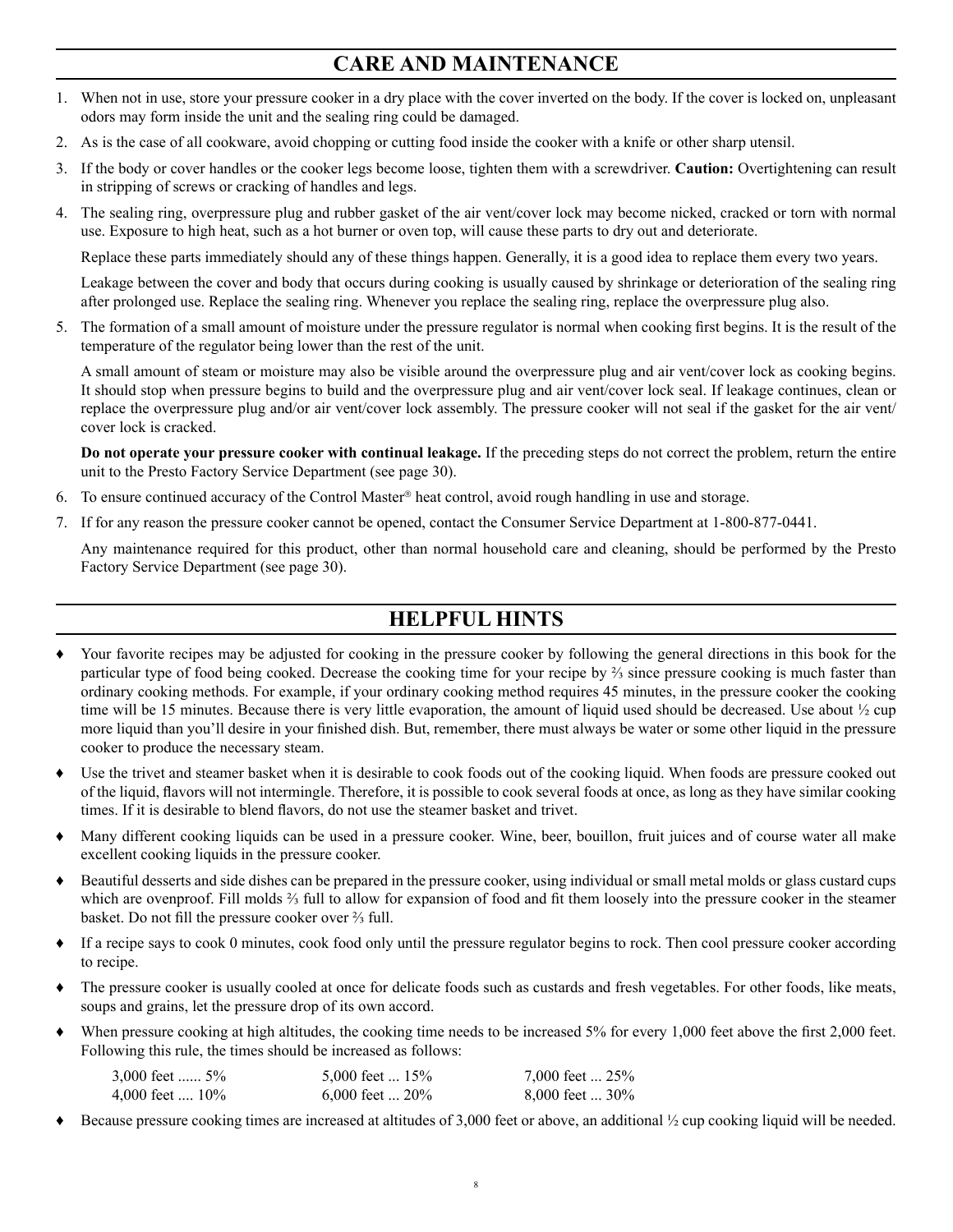## CARE AND MAINTENANCE

1. When not in use, store your pressure cooker in a dry place with the cover inverted on the body. If the cover is locked on, unpleasant odors may form inside the unit and the sealing ring could be damaged.
2. As is the case of all cookware, avoid chopping or cutting food inside the cooker with a knife or other sharp utensil.
3. If the body or cover handles or the cooker legs become loose, tighten them with a screwdriver. **Caution:** Overtightening can result in stripping of screws or cracking of handles and legs.
4. The sealing ring, overpressure plug and rubber gasket of the air vent/cover lock may become nicked, cracked or torn with normal use. Exposure to high heat, such as a hot burner or oven top, will cause these parts to dry out and deteriorate.

   Replace these parts immediately should any of these things happen. Generally, it is a good idea to replace them every two years.

   Leakage between the cover and body that occurs during cooking is usually caused by shrinkage or deterioration of the sealing ring after prolonged use. Replace the sealing ring. Whenever you replace the sealing ring, replace the overpressure plug also.
5. The formation of a small amount of moisture under the pressure regulator is normal when cooking first begins. It is the result of the temperature of the regulator being lower than the rest of the unit.

   A small amount of steam or moisture may also be visible around the overpressure plug and air vent/cover lock as cooking begins. It should stop when pressure begins to build and the overpressure plug and air vent/cover lock seal. If leakage continues, clean or replace the overpressure plug and/or air vent/cover lock assembly. The pressure cooker will not seal if the gasket for the air vent/cover lock is cracked.

   **Do not operate your pressure cooker with continual leakage.** If the preceding steps do not correct the problem, return the entire unit to the Presto Factory Service Department (see page 30).
6. To ensure continued accuracy of the Control Master® heat control, avoid rough handling in use and storage.
7. If for any reason the pressure cooker cannot be opened, contact the Consumer Service Department at 1-800-877-0441.

   Any maintenance required for this product, other than normal household care and cleaning, should be performed by the Presto Factory Service Department (see page 30).

## HELPFUL HINTS

- Your favorite recipes may be adjusted for cooking in the pressure cooker by following the general directions in this book for the particular type of food being cooked. Decrease the cooking time for your recipe by ⅔ since pressure cooking is much faster than ordinary cooking methods. For example, if your ordinary cooking method requires 45 minutes, in the pressure cooker the cooking time will be 15 minutes. Because there is very little evaporation, the amount of liquid used should be decreased. Use about ½ cup more liquid than you'll desire in your finished dish. But, remember, there must always be water or some other liquid in the pressure cooker to produce the necessary steam.
- Use the trivet and steamer basket when it is desirable to cook foods out of the cooking liquid. When foods are pressure cooked out of the liquid, flavors will not intermingle. Therefore, it is possible to cook several foods at once, as long as they have similar cooking times. If it is desirable to blend flavors, do not use the steamer basket and trivet.
- Many different cooking liquids can be used in a pressure cooker. Wine, beer, bouillon, fruit juices and of course water all make excellent cooking liquids in the pressure cooker.
- Beautiful desserts and side dishes can be prepared in the pressure cooker, using individual or small metal molds or glass custard cups which are ovenproof. Fill molds ⅔ full to allow for expansion of food and fit them loosely into the pressure cooker in the steamer basket. Do not fill the pressure cooker over ⅔ full.
- If a recipe says to cook 0 minutes, cook food only until the pressure regulator begins to rock. Then cool pressure cooker according to recipe.
- The pressure cooker is usually cooled at once for delicate foods such as custards and fresh vegetables. For other foods, like meats, soups and grains, let the pressure drop of its own accord.
- When pressure cooking at high altitudes, the cooking time needs to be increased 5% for every 1,000 feet above the first 2,000 feet. Following this rule, the times should be increased as follows:

  | | | |
  |---|---|---|
  | 3,000 feet ...... 5% | 5,000 feet ... 15% | 7,000 feet ... 25% |
  | 4,000 feet .... 10% | 6,000 feet ... 20% | 8,000 feet ... 30% |

- Because pressure cooking times are increased at altitudes of 3,000 feet or above, an additional ½ cup cooking liquid will be needed.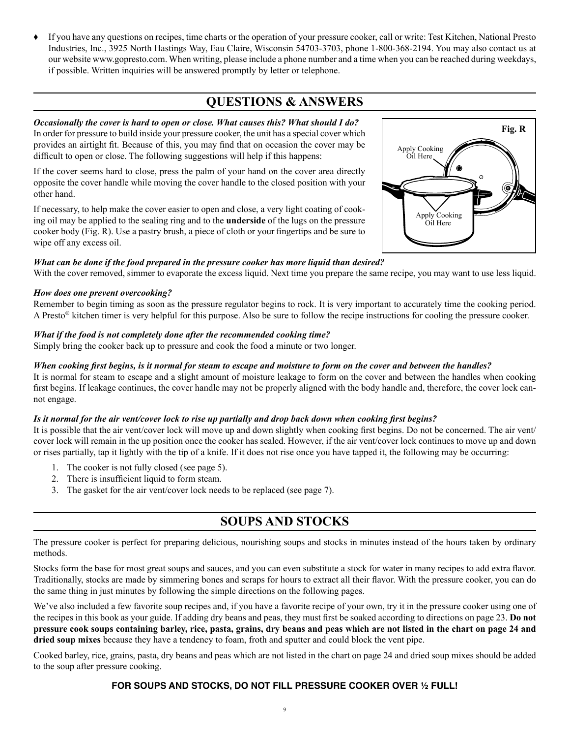- ♦ If you have any questions on recipes, time charts or the operation of your pressure cooker, call or write: Test Kitchen, National Presto Industries, Inc., 3925 North Hastings Way, Eau Claire, Wisconsin 54703-3703, phone 1-800-368-2194. You may also contact us at our website www.gopresto.com. When writing, please include a phone number and a time when you can be reached during weekdays, if possible. Written inquiries will be answered promptly by letter or telephone.

## QUESTIONS & ANSWERS

***Occasionally the cover is hard to open or close. What causes this? What should I do?***
In order for pressure to build inside your pressure cooker, the unit has a special cover which provides an airtight fit. Because of this, you may find that on occasion the cover may be difficult to open or close. The following suggestions will help if this happens:

If the cover seems hard to close, press the palm of your hand on the cover area directly opposite the cover handle while moving the cover handle to the closed position with your other hand.

If necessary, to help make the cover easier to open and close, a very light coating of cooking oil may be applied to the sealing ring and to the **underside** of the lugs on the pressure cooker body (Fig. R). Use a pastry brush, a piece of cloth or your fingertips and be sure to wipe off any excess oil.

Fig. R

Apply Cooking Oil Here

Apply Cooking Oil Here

***What can be done if the food prepared in the pressure cooker has more liquid than desired?***
With the cover removed, simmer to evaporate the excess liquid. Next time you prepare the same recipe, you may want to use less liquid.

***How does one prevent overcooking?***
Remember to begin timing as soon as the pressure regulator begins to rock. It is very important to accurately time the cooking period. A Presto® kitchen timer is very helpful for this purpose. Also be sure to follow the recipe instructions for cooling the pressure cooker.

***What if the food is not completely done after the recommended cooking time?***
Simply bring the cooker back up to pressure and cook the food a minute or two longer.

***When cooking first begins, is it normal for steam to escape and moisture to form on the cover and between the handles?***
It is normal for steam to escape and a slight amount of moisture leakage to form on the cover and between the handles when cooking first begins. If leakage continues, the cover handle may not be properly aligned with the body handle and, therefore, the cover lock cannot engage.

***Is it normal for the air vent/cover lock to rise up partially and drop back down when cooking first begins?***
It is possible that the air vent/cover lock will move up and down slightly when cooking first begins. Do not be concerned. The air vent/cover lock will remain in the up position once the cooker has sealed. However, if the air vent/cover lock continues to move up and down or rises partially, tap it lightly with the tip of a knife. If it does not rise once you have tapped it, the following may be occurring:

1. The cooker is not fully closed (see page 5).
2. There is insufficient liquid to form steam.
3. The gasket for the air vent/cover lock needs to be replaced (see page 7).

## SOUPS AND STOCKS

The pressure cooker is perfect for preparing delicious, nourishing soups and stocks in minutes instead of the hours taken by ordinary methods.

Stocks form the base for most great soups and sauces, and you can even substitute a stock for water in many recipes to add extra flavor. Traditionally, stocks are made by simmering bones and scraps for hours to extract all their flavor. With the pressure cooker, you can do the same thing in just minutes by following the simple directions on the following pages.

We've also included a few favorite soup recipes and, if you have a favorite recipe of your own, try it in the pressure cooker using one of the recipes in this book as your guide. If adding dry beans and peas, they must first be soaked according to directions on page 23. **Do not pressure cook soups containing barley, rice, pasta, grains, dry beans and peas which are not listed in the chart on page 24 and dried soup mixes** because they have a tendency to foam, froth and sputter and could block the vent pipe.

Cooked barley, rice, grains, pasta, dry beans and peas which are not listed in the chart on page 24 and dried soup mixes should be added to the soup after pressure cooking.

**FOR SOUPS AND STOCKS, DO NOT FILL PRESSURE COOKER OVER ½ FULL!**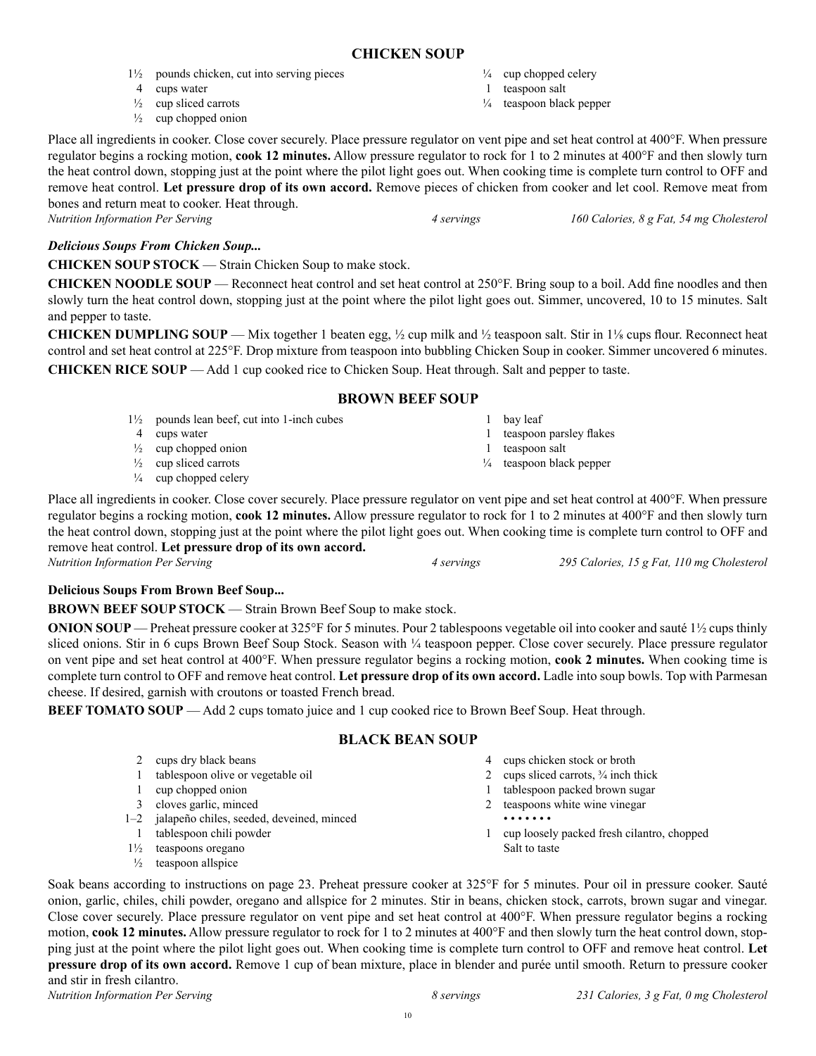## CHICKEN SOUP

- 1½ pounds chicken, cut into serving pieces
- 4 cups water
- ½ cup sliced carrots
- ½ cup chopped onion
- ¼ cup chopped celery
- 1 teaspoon salt
- ¼ teaspoon black pepper

Place all ingredients in cooker. Close cover securely. Place pressure regulator on vent pipe and set heat control at 400°F. When pressure regulator begins a rocking motion, **cook 12 minutes.** Allow pressure regulator to rock for 1 to 2 minutes at 400°F and then slowly turn the heat control down, stopping just at the point where the pilot light goes out. When cooking time is complete turn control to OFF and remove heat control. **Let pressure drop of its own accord.** Remove pieces of chicken from cooker and let cool. Remove meat from bones and return meat to cooker. Heat through.

*Nutrition Information Per Serving* — *4 servings* — *160 Calories, 8 g Fat, 54 mg Cholesterol*

***Delicious Soups From Chicken Soup...***

**CHICKEN SOUP STOCK** — Strain Chicken Soup to make stock.

**CHICKEN NOODLE SOUP** — Reconnect heat control and set heat control at 250°F. Bring soup to a boil. Add fine noodles and then slowly turn the heat control down, stopping just at the point where the pilot light goes out. Simmer, uncovered, 10 to 15 minutes. Salt and pepper to taste.

**CHICKEN DUMPLING SOUP** — Mix together 1 beaten egg, ½ cup milk and ½ teaspoon salt. Stir in 1⅛ cups flour. Reconnect heat control and set heat control at 225°F. Drop mixture from teaspoon into bubbling Chicken Soup in cooker. Simmer uncovered 6 minutes.

**CHICKEN RICE SOUP** — Add 1 cup cooked rice to Chicken Soup. Heat through. Salt and pepper to taste.

## BROWN BEEF SOUP

- 1½ pounds lean beef, cut into 1-inch cubes
- 4 cups water
- ½ cup chopped onion
- ½ cup sliced carrots
- ¼ cup chopped celery
- 1 bay leaf
- 1 teaspoon parsley flakes
- 1 teaspoon salt
- ¼ teaspoon black pepper

Place all ingredients in cooker. Close cover securely. Place pressure regulator on vent pipe and set heat control at 400°F. When pressure regulator begins a rocking motion, **cook 12 minutes.** Allow pressure regulator to rock for 1 to 2 minutes at 400°F and then slowly turn the heat control down, stopping just at the point where the pilot light goes out. When cooking time is complete turn control to OFF and remove heat control. **Let pressure drop of its own accord.**

*Nutrition Information Per Serving* — *4 servings* — *295 Calories, 15 g Fat, 110 mg Cholesterol*

**Delicious Soups From Brown Beef Soup...**

**BROWN BEEF SOUP STOCK** — Strain Brown Beef Soup to make stock.

**ONION SOUP** — Preheat pressure cooker at 325°F for 5 minutes. Pour 2 tablespoons vegetable oil into cooker and sauté 1½ cups thinly sliced onions. Stir in 6 cups Brown Beef Soup Stock. Season with ¼ teaspoon pepper. Close cover securely. Place pressure regulator on vent pipe and set heat control at 400°F. When pressure regulator begins a rocking motion, **cook 2 minutes.** When cooking time is complete turn control to OFF and remove heat control. **Let pressure drop of its own accord.** Ladle into soup bowls. Top with Parmesan cheese. If desired, garnish with croutons or toasted French bread.

**BEEF TOMATO SOUP** — Add 2 cups tomato juice and 1 cup cooked rice to Brown Beef Soup. Heat through.

## BLACK BEAN SOUP

- 2 cups dry black beans
- 1 tablespoon olive or vegetable oil
- 1 cup chopped onion
- 3 cloves garlic, minced
- 1–2 jalapeño chiles, seeded, deveined, minced
- 1 tablespoon chili powder
- 1½ teaspoons oregano
- ½ teaspoon allspice
- 4 cups chicken stock or broth
- 2 cups sliced carrots, ¾ inch thick
- 1 tablespoon packed brown sugar
- 2 teaspoons white wine vinegar

• • • • • • •

- 1 cup loosely packed fresh cilantro, chopped
- Salt to taste

Soak beans according to instructions on page 23. Preheat pressure cooker at 325°F for 5 minutes. Pour oil in pressure cooker. Sauté onion, garlic, chiles, chili powder, oregano and allspice for 2 minutes. Stir in beans, chicken stock, carrots, brown sugar and vinegar. Close cover securely. Place pressure regulator on vent pipe and set heat control at 400°F. When pressure regulator begins a rocking motion, **cook 12 minutes.** Allow pressure regulator to rock for 1 to 2 minutes at 400°F and then slowly turn the heat control down, stopping just at the point where the pilot light goes out. When cooking time is complete turn control to OFF and remove heat control. **Let pressure drop of its own accord.** Remove 1 cup of bean mixture, place in blender and purée until smooth. Return to pressure cooker and stir in fresh cilantro.

*Nutrition Information Per Serving* — *8 servings* — *231 Calories, 3 g Fat, 0 mg Cholesterol*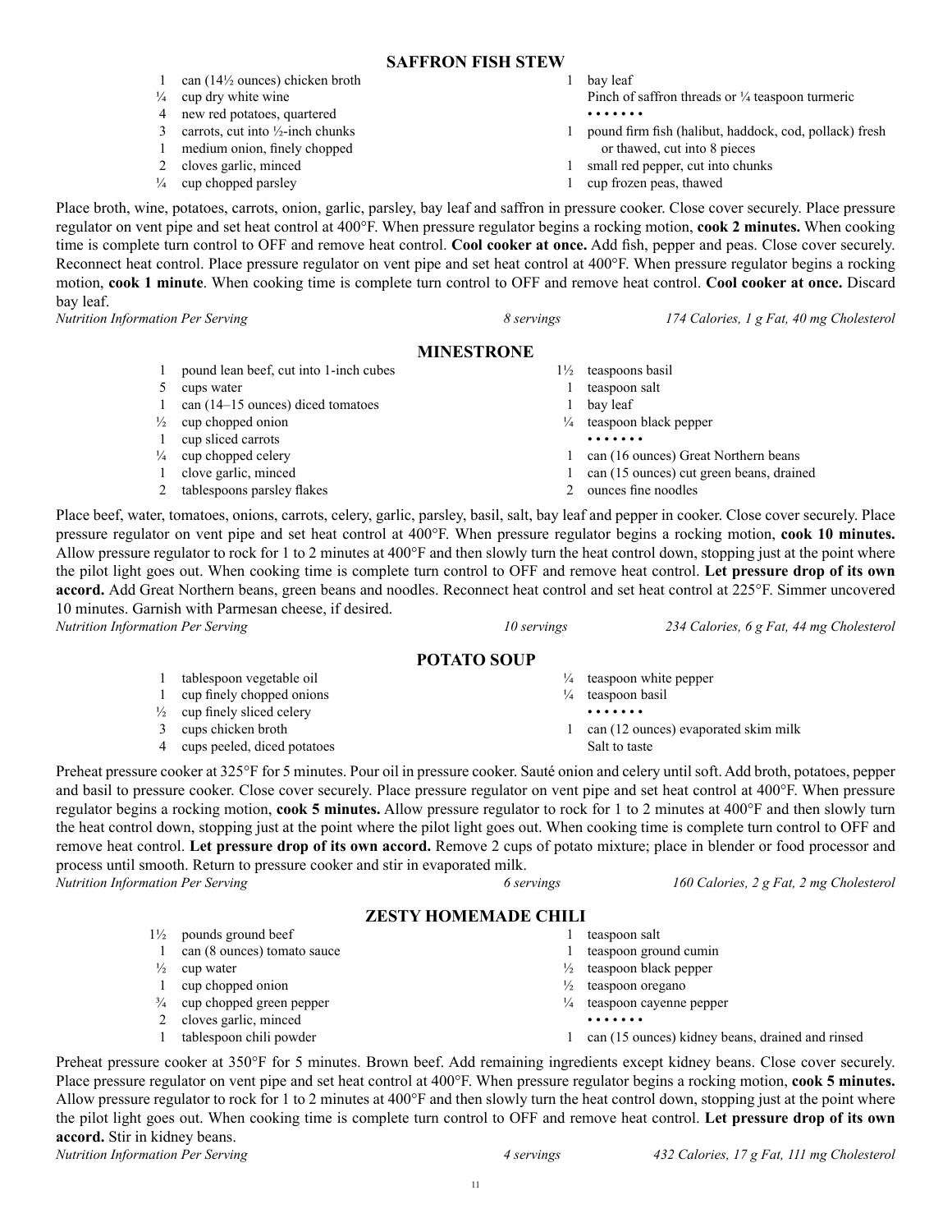## SAFFRON FISH STEW

- 1 can (14½ ounces) chicken broth
- ¼ cup dry white wine
- 4 new red potatoes, quartered
- 3 carrots, cut into ½-inch chunks
- 1 medium onion, finely chopped
- 2 cloves garlic, minced
- ¼ cup chopped parsley
- 1 bay leaf
- Pinch of saffron threads or ¼ teaspoon turmeric

• • • • • • •

- 1 pound firm fish (halibut, haddock, cod, pollack) fresh or thawed, cut into 8 pieces
- 1 small red pepper, cut into chunks
- 1 cup frozen peas, thawed

Place broth, wine, potatoes, carrots, onion, garlic, parsley, bay leaf and saffron in pressure cooker. Close cover securely. Place pressure regulator on vent pipe and set heat control at 400°F. When pressure regulator begins a rocking motion, **cook 2 minutes.** When cooking time is complete turn control to OFF and remove heat control. **Cool cooker at once.** Add fish, pepper and peas. Close cover securely. Reconnect heat control. Place pressure regulator on vent pipe and set heat control at 400°F. When pressure regulator begins a rocking motion, **cook 1 minute**. When cooking time is complete turn control to OFF and remove heat control. **Cool cooker at once.** Discard bay leaf.

*Nutrition Information Per Serving* — *8 servings* — *174 Calories, 1 g Fat, 40 mg Cholesterol*

## MINESTRONE

- 1 pound lean beef, cut into 1-inch cubes
- 5 cups water
- 1 can (14–15 ounces) diced tomatoes
- ½ cup chopped onion
- 1 cup sliced carrots
- ¼ cup chopped celery
- 1 clove garlic, minced
- 2 tablespoons parsley flakes
- 1½ teaspoons basil
- 1 teaspoon salt
- 1 bay leaf
- ¼ teaspoon black pepper

• • • • • • •

- 1 can (16 ounces) Great Northern beans
- 1 can (15 ounces) cut green beans, drained
- 2 ounces fine noodles

Place beef, water, tomatoes, onions, carrots, celery, garlic, parsley, basil, salt, bay leaf and pepper in cooker. Close cover securely. Place pressure regulator on vent pipe and set heat control at 400°F. When pressure regulator begins a rocking motion, **cook 10 minutes.** Allow pressure regulator to rock for 1 to 2 minutes at 400°F and then slowly turn the heat control down, stopping just at the point where the pilot light goes out. When cooking time is complete turn control to OFF and remove heat control. **Let pressure drop of its own accord.** Add Great Northern beans, green beans and noodles. Reconnect heat control and set heat control at 225°F. Simmer uncovered 10 minutes. Garnish with Parmesan cheese, if desired.

*Nutrition Information Per Serving* — *10 servings* — *234 Calories, 6 g Fat, 44 mg Cholesterol*

## POTATO SOUP

- 1 tablespoon vegetable oil
- 1 cup finely chopped onions
- ½ cup finely sliced celery
- 3 cups chicken broth
- 4 cups peeled, diced potatoes
- ¼ teaspoon white pepper
- ¼ teaspoon basil

• • • • • • •

- 1 can (12 ounces) evaporated skim milk
- Salt to taste

Preheat pressure cooker at 325°F for 5 minutes. Pour oil in pressure cooker. Sauté onion and celery until soft. Add broth, potatoes, pepper and basil to pressure cooker. Close cover securely. Place pressure regulator on vent pipe and set heat control at 400°F. When pressure regulator begins a rocking motion, **cook 5 minutes.** Allow pressure regulator to rock for 1 to 2 minutes at 400°F and then slowly turn the heat control down, stopping just at the point where the pilot light goes out. When cooking time is complete turn control to OFF and remove heat control. **Let pressure drop of its own accord.** Remove 2 cups of potato mixture; place in blender or food processor and process until smooth. Return to pressure cooker and stir in evaporated milk.

*Nutrition Information Per Serving* — *6 servings* — *160 Calories, 2 g Fat, 2 mg Cholesterol*

## ZESTY HOMEMADE CHILI

- 1½ pounds ground beef
- 1 can (8 ounces) tomato sauce
- ½ cup water
- 1 cup chopped onion
- ¾ cup chopped green pepper
- 2 cloves garlic, minced
- 1 tablespoon chili powder
- 1 teaspoon salt
- 1 teaspoon ground cumin
- ½ teaspoon black pepper
- ½ teaspoon oregano
- ¼ teaspoon cayenne pepper

• • • • • • •

- 1 can (15 ounces) kidney beans, drained and rinsed

Preheat pressure cooker at 350°F for 5 minutes. Brown beef. Add remaining ingredients except kidney beans. Close cover securely. Place pressure regulator on vent pipe and set heat control at 400°F. When pressure regulator begins a rocking motion, **cook 5 minutes.** Allow pressure regulator to rock for 1 to 2 minutes at 400°F and then slowly turn the heat control down, stopping just at the point where the pilot light goes out. When cooking time is complete turn control to OFF and remove heat control. **Let pressure drop of its own accord.** Stir in kidney beans.

*Nutrition Information Per Serving* — *4 servings* — *432 Calories, 17 g Fat, 111 mg Cholesterol*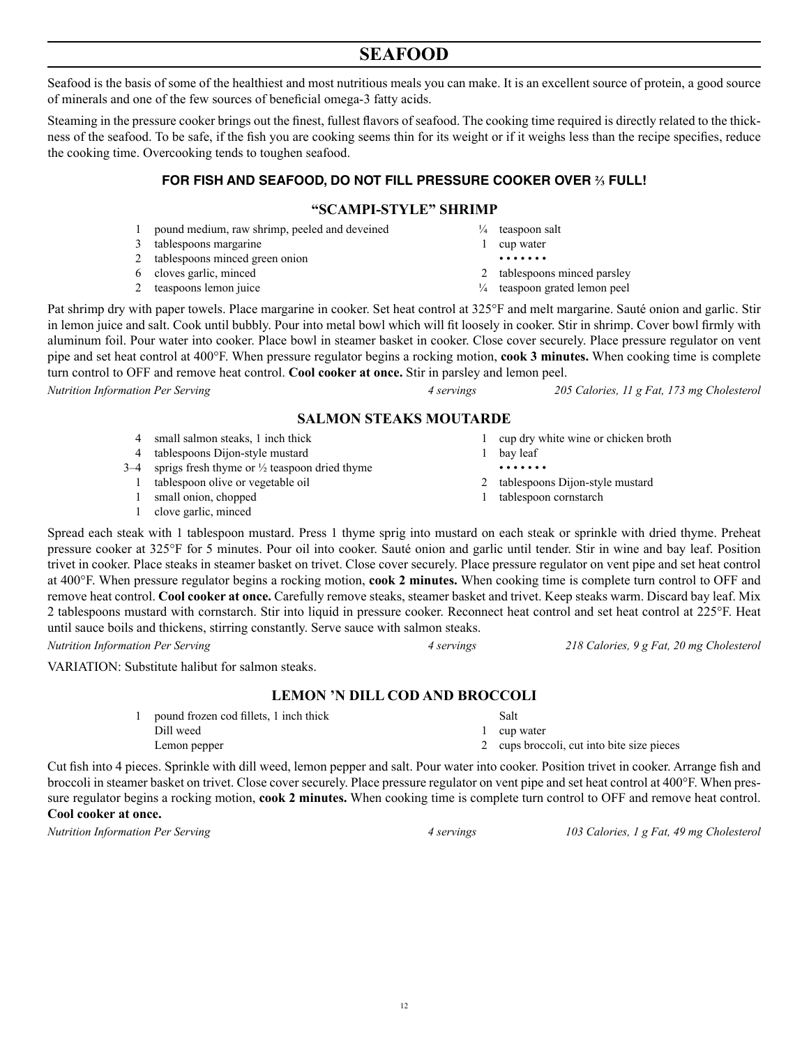# SEAFOOD

Seafood is the basis of some of the healthiest and most nutritious meals you can make. It is an excellent source of protein, a good source of minerals and one of the few sources of beneficial omega-3 fatty acids.

Steaming in the pressure cooker brings out the finest, fullest flavors of seafood. The cooking time required is directly related to the thickness of the seafood. To be safe, if the fish you are cooking seems thin for its weight or if it weighs less than the recipe specifies, reduce the cooking time. Overcooking tends to toughen seafood.

**FOR FISH AND SEAFOOD, DO NOT FILL PRESSURE COOKER OVER ⅔ FULL!**

## "SCAMPI-STYLE" SHRIMP

- 1 pound medium, raw shrimp, peeled and deveined
- 3 tablespoons margarine
- 2 tablespoons minced green onion
- 6 cloves garlic, minced
- 2 teaspoons lemon juice
- ¼ teaspoon salt
- 1 cup water

• • • • • • •

- 2 tablespoons minced parsley
- ¼ teaspoon grated lemon peel

Pat shrimp dry with paper towels. Place margarine in cooker. Set heat control at 325°F and melt margarine. Sauté onion and garlic. Stir in lemon juice and salt. Cook until bubbly. Pour into metal bowl which will fit loosely in cooker. Stir in shrimp. Cover bowl firmly with aluminum foil. Pour water into cooker. Place bowl in steamer basket in cooker. Close cover securely. Place pressure regulator on vent pipe and set heat control at 400°F. When pressure regulator begins a rocking motion, **cook 3 minutes.** When cooking time is complete turn control to OFF and remove heat control. **Cool cooker at once.** Stir in parsley and lemon peel.

*Nutrition Information Per Serving — 4 servings — 205 Calories, 11 g Fat, 173 mg Cholesterol*

## SALMON STEAKS MOUTARDE

- 4 small salmon steaks, 1 inch thick
- 4 tablespoons Dijon-style mustard
- 3–4 sprigs fresh thyme or ½ teaspoon dried thyme
- 1 tablespoon olive or vegetable oil
- 1 small onion, chopped
- 1 clove garlic, minced
- 1 cup dry white wine or chicken broth
- 1 bay leaf

• • • • • • •

- 2 tablespoons Dijon-style mustard
- 1 tablespoon cornstarch

Spread each steak with 1 tablespoon mustard. Press 1 thyme sprig into mustard on each steak or sprinkle with dried thyme. Preheat pressure cooker at 325°F for 5 minutes. Pour oil into cooker. Sauté onion and garlic until tender. Stir in wine and bay leaf. Position trivet in cooker. Place steaks in steamer basket on trivet. Close cover securely. Place pressure regulator on vent pipe and set heat control at 400°F. When pressure regulator begins a rocking motion, **cook 2 minutes.** When cooking time is complete turn control to OFF and remove heat control. **Cool cooker at once.** Carefully remove steaks, steamer basket and trivet. Keep steaks warm. Discard bay leaf. Mix 2 tablespoons mustard with cornstarch. Stir into liquid in pressure cooker. Reconnect heat control and set heat control at 225°F. Heat until sauce boils and thickens, stirring constantly. Serve sauce with salmon steaks.

*Nutrition Information Per Serving — 4 servings — 218 Calories, 9 g Fat, 20 mg Cholesterol*

VARIATION: Substitute halibut for salmon steaks.

## LEMON 'N DILL COD AND BROCCOLI

- 1 pound frozen cod fillets, 1 inch thick
- Dill weed
- Lemon pepper
- Salt
- 1 cup water
- 2 cups broccoli, cut into bite size pieces

Cut fish into 4 pieces. Sprinkle with dill weed, lemon pepper and salt. Pour water into cooker. Position trivet in cooker. Arrange fish and broccoli in steamer basket on trivet. Close cover securely. Place pressure regulator on vent pipe and set heat control at 400°F. When pressure regulator begins a rocking motion, **cook 2 minutes.** When cooking time is complete turn control to OFF and remove heat control. **Cool cooker at once.**

*Nutrition Information Per Serving — 4 servings — 103 Calories, 1 g Fat, 49 mg Cholesterol*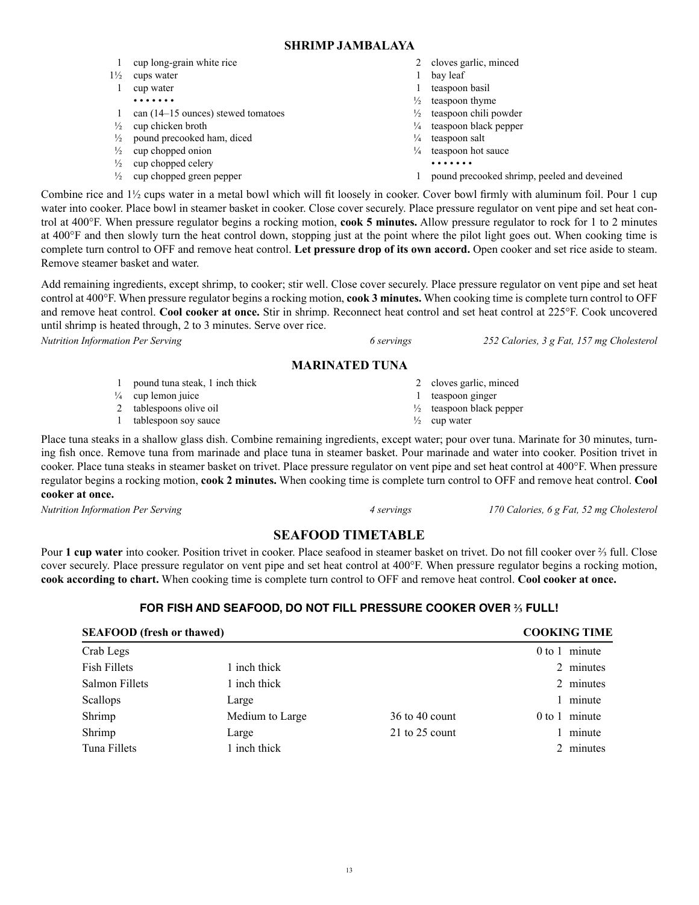## SHRIMP JAMBALAYA

- 1 cup long-grain white rice
- 1½ cups water
- 1 cup water
- • • • • • • •
- 1 can (14–15 ounces) stewed tomatoes
- ½ cup chicken broth
- ½ pound precooked ham, diced
- ½ cup chopped onion
- ½ cup chopped celery
- ½ cup chopped green pepper
- 2 cloves garlic, minced
- 1 bay leaf
- 1 teaspoon basil
- ½ teaspoon thyme
- ½ teaspoon chili powder
- ¼ teaspoon black pepper
- ¼ teaspoon salt
- ¼ teaspoon hot sauce
- • • • • • • •
- 1 pound precooked shrimp, peeled and deveined

Combine rice and 1½ cups water in a metal bowl which will fit loosely in cooker. Cover bowl firmly with aluminum foil. Pour 1 cup water into cooker. Place bowl in steamer basket in cooker. Close cover securely. Place pressure regulator on vent pipe and set heat control at 400°F. When pressure regulator begins a rocking motion, **cook 5 minutes.** Allow pressure regulator to rock for 1 to 2 minutes at 400°F and then slowly turn the heat control down, stopping just at the point where the pilot light goes out. When cooking time is complete turn control to OFF and remove heat control. **Let pressure drop of its own accord.** Open cooker and set rice aside to steam. Remove steamer basket and water.

Add remaining ingredients, except shrimp, to cooker; stir well. Close cover securely. Place pressure regulator on vent pipe and set heat control at 400°F. When pressure regulator begins a rocking motion, **cook 3 minutes.** When cooking time is complete turn control to OFF and remove heat control. **Cool cooker at once.** Stir in shrimp. Reconnect heat control and set heat control at 225°F. Cook uncovered until shrimp is heated through, 2 to 3 minutes. Serve over rice.

*Nutrition Information Per Serving* — *6 servings* — *252 Calories, 3 g Fat, 157 mg Cholesterol*

## MARINATED TUNA

- 1 pound tuna steak, 1 inch thick
- ¼ cup lemon juice
- 2 tablespoons olive oil
- 1 tablespoon soy sauce
- 2 cloves garlic, minced
- 1 teaspoon ginger
- ½ teaspoon black pepper
- ½ cup water

Place tuna steaks in a shallow glass dish. Combine remaining ingredients, except water; pour over tuna. Marinate for 30 minutes, turning fish once. Remove tuna from marinade and place tuna in steamer basket. Pour marinade and water into cooker. Position trivet in cooker. Place tuna steaks in steamer basket on trivet. Place pressure regulator on vent pipe and set heat control at 400°F. When pressure regulator begins a rocking motion, **cook 2 minutes.** When cooking time is complete turn control to OFF and remove heat control. **Cool cooker at once.**

*Nutrition Information Per Serving* — *4 servings* — *170 Calories, 6 g Fat, 52 mg Cholesterol*

## SEAFOOD TIMETABLE

Pour **1 cup water** into cooker. Position trivet in cooker. Place seafood in steamer basket on trivet. Do not fill cooker over ⅔ full. Close cover securely. Place pressure regulator on vent pipe and set heat control at 400°F. When pressure regulator begins a rocking motion, **cook according to chart.** When cooking time is complete turn control to OFF and remove heat control. **Cool cooker at once.**

### FOR FISH AND SEAFOOD, DO NOT FILL PRESSURE COOKER OVER ⅔ FULL!

| SEAFOOD (fresh or thawed) | | | COOKING TIME |
|---|---|---|---|
| Crab Legs | | | 0 to 1 minute |
| Fish Fillets | 1 inch thick | | 2 minutes |
| Salmon Fillets | 1 inch thick | | 2 minutes |
| Scallops | Large | | 1 minute |
| Shrimp | Medium to Large | 36 to 40 count | 0 to 1 minute |
| Shrimp | Large | 21 to 25 count | 1 minute |
| Tuna Fillets | 1 inch thick | | 2 minutes |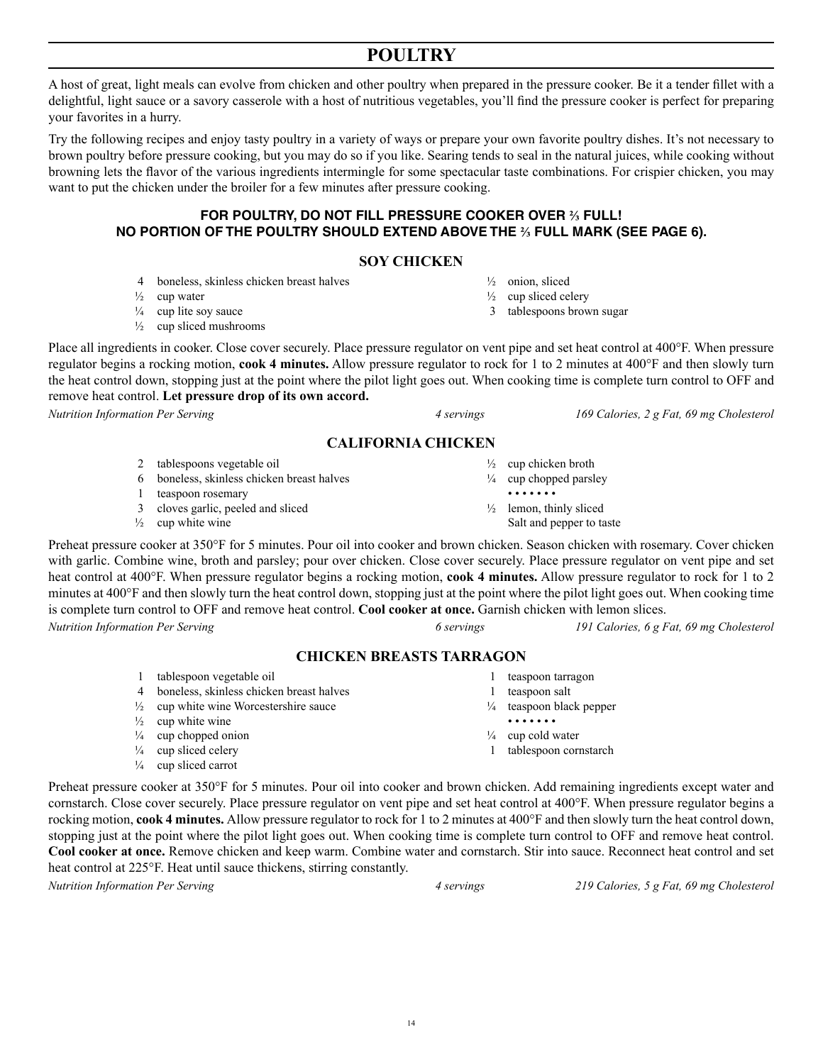# POULTRY

A host of great, light meals can evolve from chicken and other poultry when prepared in the pressure cooker. Be it a tender fillet with a delightful, light sauce or a savory casserole with a host of nutritious vegetables, you'll find the pressure cooker is perfect for preparing your favorites in a hurry.

Try the following recipes and enjoy tasty poultry in a variety of ways or prepare your own favorite poultry dishes. It's not necessary to brown poultry before pressure cooking, but you may do so if you like. Searing tends to seal in the natural juices, while cooking without browning lets the flavor of the various ingredients intermingle for some spectacular taste combinations. For crispier chicken, you may want to put the chicken under the broiler for a few minutes after pressure cooking.

**FOR POULTRY, DO NOT FILL PRESSURE COOKER OVER ⅔ FULL!**
**NO PORTION OF THE POULTRY SHOULD EXTEND ABOVE THE ⅔ FULL MARK (SEE PAGE 6).**

## SOY CHICKEN

- 4 boneless, skinless chicken breast halves
- ½ cup water
- ¼ cup lite soy sauce
- ½ cup sliced mushrooms
- ½ onion, sliced
- ½ cup sliced celery
- 3 tablespoons brown sugar

Place all ingredients in cooker. Close cover securely. Place pressure regulator on vent pipe and set heat control at 400°F. When pressure regulator begins a rocking motion, **cook 4 minutes.** Allow pressure regulator to rock for 1 to 2 minutes at 400°F and then slowly turn the heat control down, stopping just at the point where the pilot light goes out. When cooking time is complete turn control to OFF and remove heat control. **Let pressure drop of its own accord.**

*Nutrition Information Per Serving* — *4 servings* — *169 Calories, 2 g Fat, 69 mg Cholesterol*

## CALIFORNIA CHICKEN

- 2 tablespoons vegetable oil
- 6 boneless, skinless chicken breast halves
- 1 teaspoon rosemary
- 3 cloves garlic, peeled and sliced
- ½ cup white wine
- ½ cup chicken broth
- ¼ cup chopped parsley

• • • • • • •

- ½ lemon, thinly sliced
- Salt and pepper to taste

Preheat pressure cooker at 350°F for 5 minutes. Pour oil into cooker and brown chicken. Season chicken with rosemary. Cover chicken with garlic. Combine wine, broth and parsley; pour over chicken. Close cover securely. Place pressure regulator on vent pipe and set heat control at 400°F. When pressure regulator begins a rocking motion, **cook 4 minutes.** Allow pressure regulator to rock for 1 to 2 minutes at 400°F and then slowly turn the heat control down, stopping just at the point where the pilot light goes out. When cooking time is complete turn control to OFF and remove heat control. **Cool cooker at once.** Garnish chicken with lemon slices.

*Nutrition Information Per Serving* — *6 servings* — *191 Calories, 6 g Fat, 69 mg Cholesterol*

## CHICKEN BREASTS TARRAGON

- 1 tablespoon vegetable oil
- 4 boneless, skinless chicken breast halves
- ½ cup white wine Worcestershire sauce
- ½ cup white wine
- ¼ cup chopped onion
- ¼ cup sliced celery
- ¼ cup sliced carrot
- 1 teaspoon tarragon
- 1 teaspoon salt
- ¼ teaspoon black pepper

• • • • • • •

- ¼ cup cold water
- 1 tablespoon cornstarch

Preheat pressure cooker at 350°F for 5 minutes. Pour oil into cooker and brown chicken. Add remaining ingredients except water and cornstarch. Close cover securely. Place pressure regulator on vent pipe and set heat control at 400°F. When pressure regulator begins a rocking motion, **cook 4 minutes.** Allow pressure regulator to rock for 1 to 2 minutes at 400°F and then slowly turn the heat control down, stopping just at the point where the pilot light goes out. When cooking time is complete turn control to OFF and remove heat control. **Cool cooker at once.** Remove chicken and keep warm. Combine water and cornstarch. Stir into sauce. Reconnect heat control and set heat control at 225°F. Heat until sauce thickens, stirring constantly.

*Nutrition Information Per Serving* — *4 servings* — *219 Calories, 5 g Fat, 69 mg Cholesterol*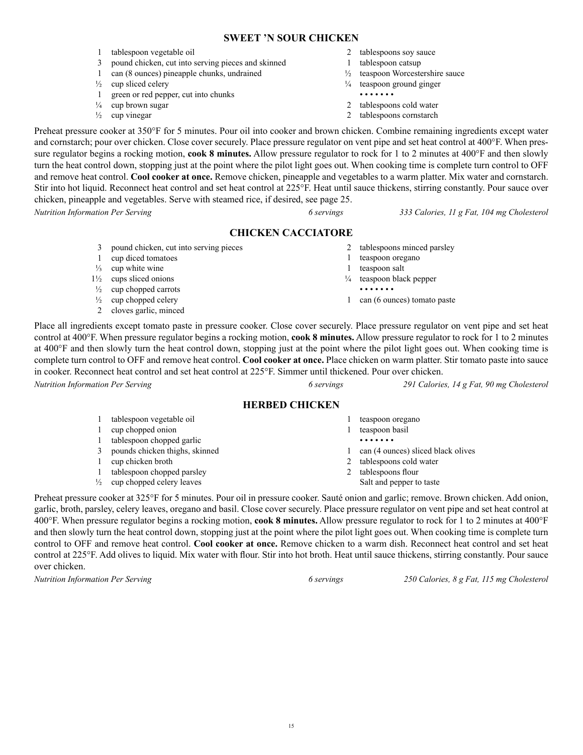## SWEET 'N SOUR CHICKEN

- 1 tablespoon vegetable oil
- 3 pound chicken, cut into serving pieces and skinned
- 1 can (8 ounces) pineapple chunks, undrained
- ½ cup sliced celery
- 1 green or red pepper, cut into chunks
- ¼ cup brown sugar
- ½ cup vinegar
- 2 tablespoons soy sauce
- 1 tablespoon catsup
- ½ teaspoon Worcestershire sauce
- ¼ teaspoon ground ginger

• • • • • • •

- 2 tablespoons cold water
- 2 tablespoons cornstarch

Preheat pressure cooker at 350°F for 5 minutes. Pour oil into cooker and brown chicken. Combine remaining ingredients except water and cornstarch; pour over chicken. Close cover securely. Place pressure regulator on vent pipe and set heat control at 400°F. When pressure regulator begins a rocking motion, **cook 8 minutes.** Allow pressure regulator to rock for 1 to 2 minutes at 400°F and then slowly turn the heat control down, stopping just at the point where the pilot light goes out. When cooking time is complete turn control to OFF and remove heat control. **Cool cooker at once.** Remove chicken, pineapple and vegetables to a warm platter. Mix water and cornstarch. Stir into hot liquid. Reconnect heat control and set heat control at 225°F. Heat until sauce thickens, stirring constantly. Pour sauce over chicken, pineapple and vegetables. Serve with steamed rice, if desired, see page 25.

*Nutrition Information Per Serving* | *6 servings* | *333 Calories, 11 g Fat, 104 mg Cholesterol*

## CHICKEN CACCIATORE

- 3 pound chicken, cut into serving pieces
- 1 cup diced tomatoes
- ⅓ cup white wine
- 1½ cups sliced onions
- ½ cup chopped carrots
- ½ cup chopped celery
- 2 cloves garlic, minced
- 2 tablespoons minced parsley
- 1 teaspoon oregano
- 1 teaspoon salt
- ¼ teaspoon black pepper

• • • • • • •

- 1 can (6 ounces) tomato paste

Place all ingredients except tomato paste in pressure cooker. Close cover securely. Place pressure regulator on vent pipe and set heat control at 400°F. When pressure regulator begins a rocking motion, **cook 8 minutes.** Allow pressure regulator to rock for 1 to 2 minutes at 400°F and then slowly turn the heat control down, stopping just at the point where the pilot light goes out. When cooking time is complete turn control to OFF and remove heat control. **Cool cooker at once.** Place chicken on warm platter. Stir tomato paste into sauce in cooker. Reconnect heat control and set heat control at 225°F. Simmer until thickened. Pour over chicken.

*Nutrition Information Per Serving* | *6 servings* | *291 Calories, 14 g Fat, 90 mg Cholesterol*

## HERBED CHICKEN

- 1 tablespoon vegetable oil
- 1 cup chopped onion
- 1 tablespoon chopped garlic
- 3 pounds chicken thighs, skinned
- 1 cup chicken broth
- 1 tablespoon chopped parsley
- ½ cup chopped celery leaves
- 1 teaspoon oregano
- 1 teaspoon basil

• • • • • • •

- 1 can (4 ounces) sliced black olives
- 2 tablespoons cold water
- 2 tablespoons flour
- Salt and pepper to taste

Preheat pressure cooker at 325°F for 5 minutes. Pour oil in pressure cooker. Sauté onion and garlic; remove. Brown chicken. Add onion, garlic, broth, parsley, celery leaves, oregano and basil. Close cover securely. Place pressure regulator on vent pipe and set heat control at 400°F. When pressure regulator begins a rocking motion, **cook 8 minutes.** Allow pressure regulator to rock for 1 to 2 minutes at 400°F and then slowly turn the heat control down, stopping just at the point where the pilot light goes out. When cooking time is complete turn control to OFF and remove heat control. **Cool cooker at once.** Remove chicken to a warm dish. Reconnect heat control and set heat control at 225°F. Add olives to liquid. Mix water with flour. Stir into hot broth. Heat until sauce thickens, stirring constantly. Pour sauce over chicken.

*Nutrition Information Per Serving* | *6 servings* | *250 Calories, 8 g Fat, 115 mg Cholesterol*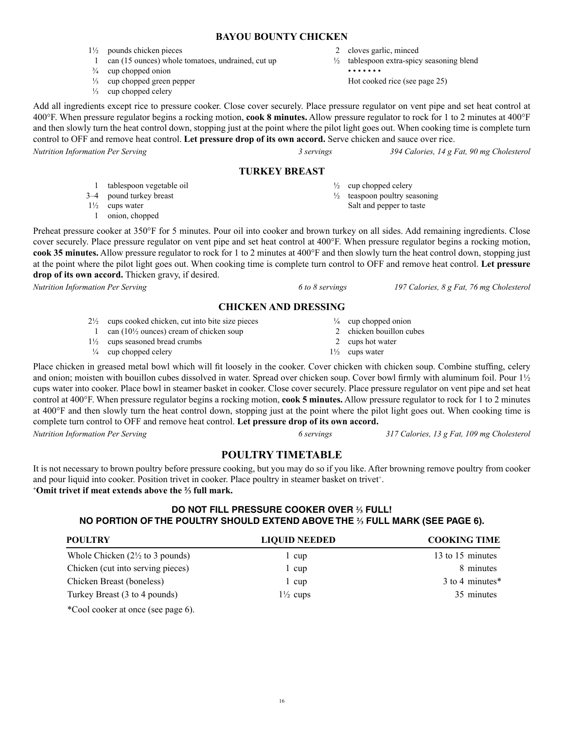## BAYOU BOUNTY CHICKEN

- 1½ pounds chicken pieces
- 1 can (15 ounces) whole tomatoes, undrained, cut up
- ¾ cup chopped onion
- ⅓ cup chopped green pepper
- ⅓ cup chopped celery
- 2 cloves garlic, minced
- ½ tablespoon extra-spicy seasoning blend

• • • • • • •

Hot cooked rice (see page 25)

Add all ingredients except rice to pressure cooker. Close cover securely. Place pressure regulator on vent pipe and set heat control at 400°F. When pressure regulator begins a rocking motion, **cook 8 minutes.** Allow pressure regulator to rock for 1 to 2 minutes at 400°F and then slowly turn the heat control down, stopping just at the point where the pilot light goes out. When cooking time is complete turn control to OFF and remove heat control. **Let pressure drop of its own accord.** Serve chicken and sauce over rice.

*Nutrition Information Per Serving* — *3 servings* — *394 Calories, 14 g Fat, 90 mg Cholesterol*

## TURKEY BREAST

- 1 tablespoon vegetable oil
- 3–4 pound turkey breast
- 1½ cups water
- 1 onion, chopped
- ½ cup chopped celery
- ½ teaspoon poultry seasoning
- Salt and pepper to taste

Preheat pressure cooker at 350°F for 5 minutes. Pour oil into cooker and brown turkey on all sides. Add remaining ingredients. Close cover securely. Place pressure regulator on vent pipe and set heat control at 400°F. When pressure regulator begins a rocking motion, **cook 35 minutes.** Allow pressure regulator to rock for 1 to 2 minutes at 400°F and then slowly turn the heat control down, stopping just at the point where the pilot light goes out. When cooking time is complete turn control to OFF and remove heat control. **Let pressure drop of its own accord.** Thicken gravy, if desired.

*Nutrition Information Per Serving* — *6 to 8 servings* — *197 Calories, 8 g Fat, 76 mg Cholesterol*

## CHICKEN AND DRESSING

- 2½ cups cooked chicken, cut into bite size pieces
- 1 can (10½ ounces) cream of chicken soup
- 1½ cups seasoned bread crumbs
- ¼ cup chopped celery
- ¼ cup chopped onion
- 2 chicken bouillon cubes
- 2 cups hot water
- 1½ cups water

Place chicken in greased metal bowl which will fit loosely in the cooker. Cover chicken with chicken soup. Combine stuffing, celery and onion; moisten with bouillon cubes dissolved in water. Spread over chicken soup. Cover bowl firmly with aluminum foil. Pour 1½ cups water into cooker. Place bowl in steamer basket in cooker. Close cover securely. Place pressure regulator on vent pipe and set heat control at 400°F. When pressure regulator begins a rocking motion, **cook 5 minutes.** Allow pressure regulator to rock for 1 to 2 minutes at 400°F and then slowly turn the heat control down, stopping just at the point where the pilot light goes out. When cooking time is complete turn control to OFF and remove heat control. **Let pressure drop of its own accord.**

*Nutrition Information Per Serving* — *6 servings* — *317 Calories, 13 g Fat, 109 mg Cholesterol*

## POULTRY TIMETABLE

It is not necessary to brown poultry before pressure cooking, but you may do so if you like. After browning remove poultry from cooker and pour liquid into cooker. Position trivet in cooker. Place poultry in steamer basket on trivet+.

**+Omit trivet if meat extends above the ⅔ full mark.**

**DO NOT FILL PRESSURE COOKER OVER ⅔ FULL!**
**NO PORTION OF THE POULTRY SHOULD EXTEND ABOVE THE ⅔ FULL MARK (SEE PAGE 6).**

| POULTRY | LIQUID NEEDED | COOKING TIME |
|---|---|---|
| Whole Chicken (2½ to 3 pounds) | 1 cup | 13 to 15 minutes |
| Chicken (cut into serving pieces) | 1 cup | 8 minutes |
| Chicken Breast (boneless) | 1 cup | 3 to 4 minutes* |
| Turkey Breast (3 to 4 pounds) | 1½ cups | 35 minutes |

*Cool cooker at once (see page 6).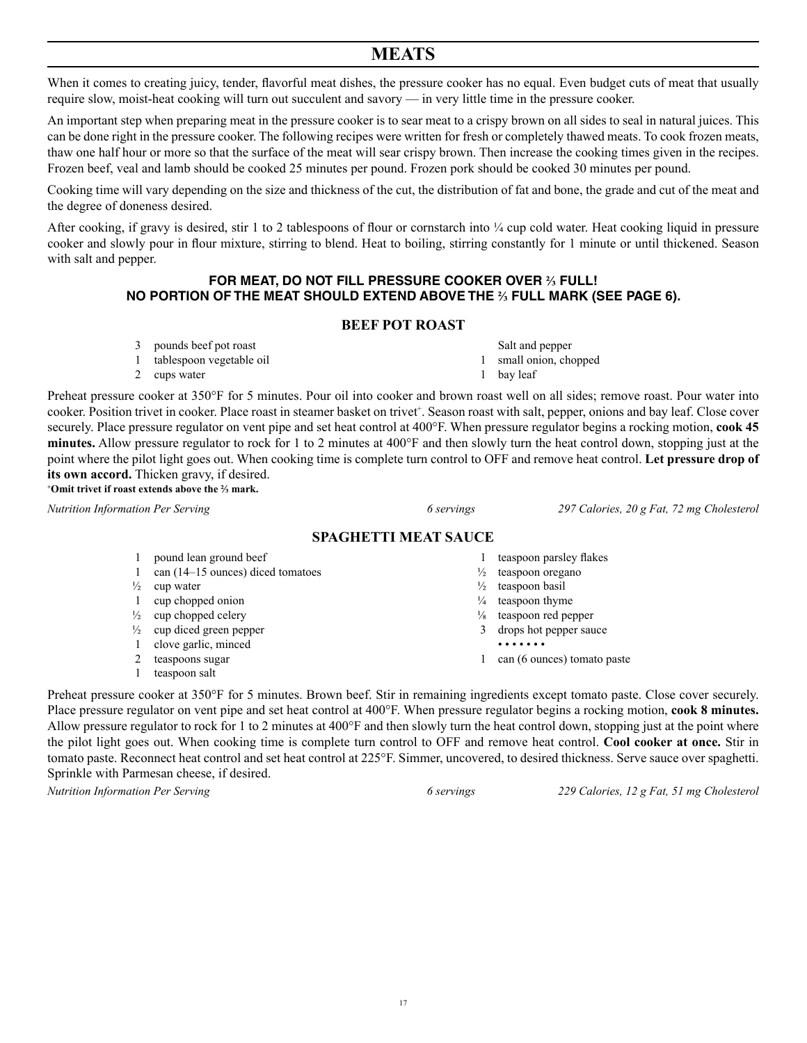# MEATS

When it comes to creating juicy, tender, flavorful meat dishes, the pressure cooker has no equal. Even budget cuts of meat that usually require slow, moist-heat cooking will turn out succulent and savory — in very little time in the pressure cooker.

An important step when preparing meat in the pressure cooker is to sear meat to a crispy brown on all sides to seal in natural juices. This can be done right in the pressure cooker. The following recipes were written for fresh or completely thawed meats. To cook frozen meats, thaw one half hour or more so that the surface of the meat will sear crispy brown. Then increase the cooking times given in the recipes. Frozen beef, veal and lamb should be cooked 25 minutes per pound. Frozen pork should be cooked 30 minutes per pound.

Cooking time will vary depending on the size and thickness of the cut, the distribution of fat and bone, the grade and cut of the meat and the degree of doneness desired.

After cooking, if gravy is desired, stir 1 to 2 tablespoons of flour or cornstarch into ¼ cup cold water. Heat cooking liquid in pressure cooker and slowly pour in flour mixture, stirring to blend. Heat to boiling, stirring constantly for 1 minute or until thickened. Season with salt and pepper.

**FOR MEAT, DO NOT FILL PRESSURE COOKER OVER ⅔ FULL!**
**NO PORTION OF THE MEAT SHOULD EXTEND ABOVE THE ⅔ FULL MARK (SEE PAGE 6).**

## BEEF POT ROAST

- 3 pounds beef pot roast
- 1 tablespoon vegetable oil
- 2 cups water
- Salt and pepper
- 1 small onion, chopped
- 1 bay leaf

Preheat pressure cooker at 350°F for 5 minutes. Pour oil into cooker and brown roast well on all sides; remove roast. Pour water into cooker. Position trivet in cooker. Place roast in steamer basket on trivet⁺. Season roast with salt, pepper, onions and bay leaf. Close cover securely. Place pressure regulator on vent pipe and set heat control at 400°F. When pressure regulator begins a rocking motion, **cook 45 minutes.** Allow pressure regulator to rock for 1 to 2 minutes at 400°F and then slowly turn the heat control down, stopping just at the point where the pilot light goes out. When cooking time is complete turn control to OFF and remove heat control. **Let pressure drop of its own accord.** Thicken gravy, if desired.

⁺**Omit trivet if roast extends above the ⅔ mark.**

*Nutrition Information Per Serving* — *6 servings* — *297 Calories, 20 g Fat, 72 mg Cholesterol*

## SPAGHETTI MEAT SAUCE

- 1 pound lean ground beef
- 1 can (14–15 ounces) diced tomatoes
- ½ cup water
- 1 cup chopped onion
- ½ cup chopped celery
- ½ cup diced green pepper
- 1 clove garlic, minced
- 2 teaspoons sugar
- 1 teaspoon salt
- 1 teaspoon parsley flakes
- ½ teaspoon oregano
- ½ teaspoon basil
- ¼ teaspoon thyme
- ⅛ teaspoon red pepper
- 3 drops hot pepper sauce

• • • • • • •

- 1 can (6 ounces) tomato paste

Preheat pressure cooker at 350°F for 5 minutes. Brown beef. Stir in remaining ingredients except tomato paste. Close cover securely. Place pressure regulator on vent pipe and set heat control at 400°F. When pressure regulator begins a rocking motion, **cook 8 minutes.** Allow pressure regulator to rock for 1 to 2 minutes at 400°F and then slowly turn the heat control down, stopping just at the point where the pilot light goes out. When cooking time is complete turn control to OFF and remove heat control. **Cool cooker at once.** Stir in tomato paste. Reconnect heat control and set heat control at 225°F. Simmer, uncovered, to desired thickness. Serve sauce over spaghetti. Sprinkle with Parmesan cheese, if desired.

*Nutrition Information Per Serving* — *6 servings* — *229 Calories, 12 g Fat, 51 mg Cholesterol*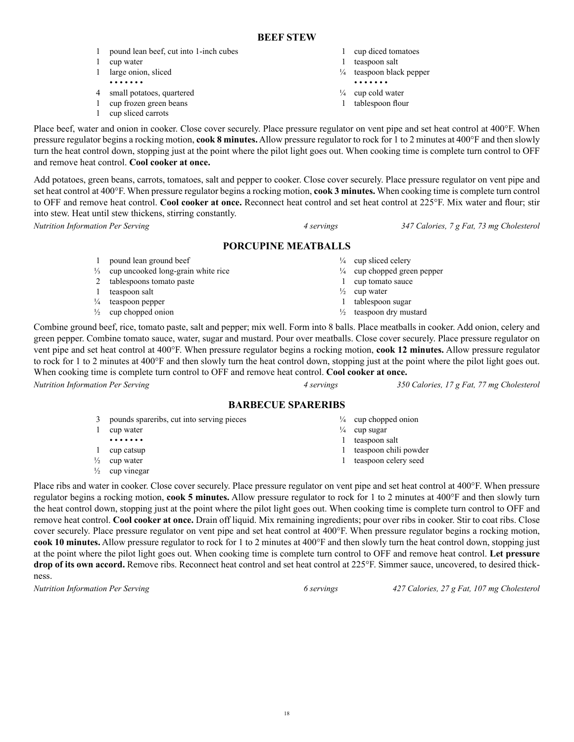## BEEF STEW

- 1 pound lean beef, cut into 1-inch cubes
- 1 cup water
- 1 large onion, sliced

• • • • • • •

- 4 small potatoes, quartered
- 1 cup frozen green beans
- 1 cup sliced carrots
- 1 cup diced tomatoes
- 1 teaspoon salt
- ¼ teaspoon black pepper

• • • • • • •

- ¼ cup cold water
- 1 tablespoon flour

Place beef, water and onion in cooker. Close cover securely. Place pressure regulator on vent pipe and set heat control at 400°F. When pressure regulator begins a rocking motion, **cook 8 minutes.** Allow pressure regulator to rock for 1 to 2 minutes at 400°F and then slowly turn the heat control down, stopping just at the point where the pilot light goes out. When cooking time is complete turn control to OFF and remove heat control. **Cool cooker at once.**

Add potatoes, green beans, carrots, tomatoes, salt and pepper to cooker. Close cover securely. Place pressure regulator on vent pipe and set heat control at 400°F. When pressure regulator begins a rocking motion, **cook 3 minutes.** When cooking time is complete turn control to OFF and remove heat control. **Cool cooker at once.** Reconnect heat control and set heat control at 225°F. Mix water and flour; stir into stew. Heat until stew thickens, stirring constantly.

*Nutrition Information Per Serving* — *4 servings* — *347 Calories, 7 g Fat, 73 mg Cholesterol*

## PORCUPINE MEATBALLS

- 1 pound lean ground beef
- ⅓ cup uncooked long-grain white rice
- 2 tablespoons tomato paste
- 1 teaspoon salt
- ¼ teaspoon pepper
- ½ cup chopped onion
- ¼ cup sliced celery
- ¼ cup chopped green pepper
- 1 cup tomato sauce
- ½ cup water
- 1 tablespoon sugar
- ½ teaspoon dry mustard

Combine ground beef, rice, tomato paste, salt and pepper; mix well. Form into 8 balls. Place meatballs in cooker. Add onion, celery and green pepper. Combine tomato sauce, water, sugar and mustard. Pour over meatballs. Close cover securely. Place pressure regulator on vent pipe and set heat control at 400°F. When pressure regulator begins a rocking motion, **cook 12 minutes.** Allow pressure regulator to rock for 1 to 2 minutes at 400°F and then slowly turn the heat control down, stopping just at the point where the pilot light goes out. When cooking time is complete turn control to OFF and remove heat control. **Cool cooker at once.**

*Nutrition Information Per Serving* — *4 servings* — *350 Calories, 17 g Fat, 77 mg Cholesterol*

## BARBECUE SPARERIBS

- 3 pounds spareribs, cut into serving pieces
- 1 cup water

• • • • • • •

- 1 cup catsup
- ½ cup water
- ½ cup vinegar
- ¼ cup chopped onion
- ¼ cup sugar
- 1 teaspoon salt
- 1 teaspoon chili powder
- 1 teaspoon celery seed

Place ribs and water in cooker. Close cover securely. Place pressure regulator on vent pipe and set heat control at 400°F. When pressure regulator begins a rocking motion, **cook 5 minutes.** Allow pressure regulator to rock for 1 to 2 minutes at 400°F and then slowly turn the heat control down, stopping just at the point where the pilot light goes out. When cooking time is complete turn control to OFF and remove heat control. **Cool cooker at once.** Drain off liquid. Mix remaining ingredients; pour over ribs in cooker. Stir to coat ribs. Close cover securely. Place pressure regulator on vent pipe and set heat control at 400°F. When pressure regulator begins a rocking motion, **cook 10 minutes.** Allow pressure regulator to rock for 1 to 2 minutes at 400°F and then slowly turn the heat control down, stopping just at the point where the pilot light goes out. When cooking time is complete turn control to OFF and remove heat control. **Let pressure drop of its own accord.** Remove ribs. Reconnect heat control and set heat control at 225°F. Simmer sauce, uncovered, to desired thickness.

*Nutrition Information Per Serving* — *6 servings* — *427 Calories, 27 g Fat, 107 mg Cholesterol*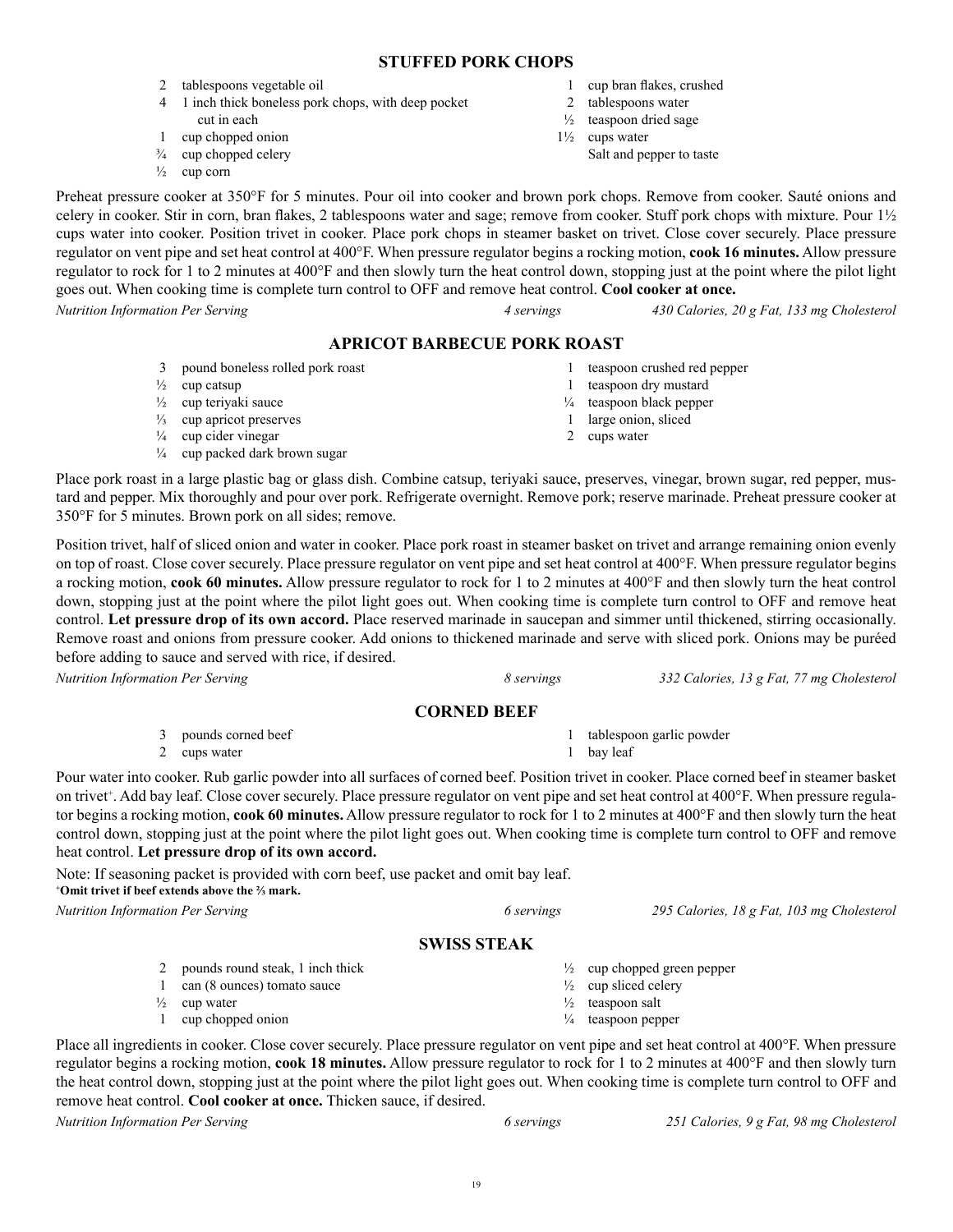## STUFFED PORK CHOPS

- 2 tablespoons vegetable oil
- 4 1 inch thick boneless pork chops, with deep pocket cut in each
- 1 cup chopped onion
- ¾ cup chopped celery
- ½ cup corn
- 1 cup bran flakes, crushed
- 2 tablespoons water
- ½ teaspoon dried sage
- 1½ cups water
- Salt and pepper to taste

Preheat pressure cooker at 350°F for 5 minutes. Pour oil into cooker and brown pork chops. Remove from cooker. Sauté onions and celery in cooker. Stir in corn, bran flakes, 2 tablespoons water and sage; remove from cooker. Stuff pork chops with mixture. Pour 1½ cups water into cooker. Position trivet in cooker. Place pork chops in steamer basket on trivet. Close cover securely. Place pressure regulator on vent pipe and set heat control at 400°F. When pressure regulator begins a rocking motion, **cook 16 minutes.** Allow pressure regulator to rock for 1 to 2 minutes at 400°F and then slowly turn the heat control down, stopping just at the point where the pilot light goes out. When cooking time is complete turn control to OFF and remove heat control. **Cool cooker at once.**

*Nutrition Information Per Serving* — *4 servings* — *430 Calories, 20 g Fat, 133 mg Cholesterol*

## APRICOT BARBECUE PORK ROAST

- 3 pound boneless rolled pork roast
- ½ cup catsup
- ½ cup teriyaki sauce
- ⅓ cup apricot preserves
- ¼ cup cider vinegar
- ¼ cup packed dark brown sugar
- 1 teaspoon crushed red pepper
- 1 teaspoon dry mustard
- ¼ teaspoon black pepper
- 1 large onion, sliced
- 2 cups water

Place pork roast in a large plastic bag or glass dish. Combine catsup, teriyaki sauce, preserves, vinegar, brown sugar, red pepper, mustard and pepper. Mix thoroughly and pour over pork. Refrigerate overnight. Remove pork; reserve marinade. Preheat pressure cooker at 350°F for 5 minutes. Brown pork on all sides; remove.

Position trivet, half of sliced onion and water in cooker. Place pork roast in steamer basket on trivet and arrange remaining onion evenly on top of roast. Close cover securely. Place pressure regulator on vent pipe and set heat control at 400°F. When pressure regulator begins a rocking motion, **cook 60 minutes.** Allow pressure regulator to rock for 1 to 2 minutes at 400°F and then slowly turn the heat control down, stopping just at the point where the pilot light goes out. When cooking time is complete turn control to OFF and remove heat control. **Let pressure drop of its own accord.** Place reserved marinade in saucepan and simmer until thickened, stirring occasionally. Remove roast and onions from pressure cooker. Add onions to thickened marinade and serve with sliced pork. Onions may be puréed before adding to sauce and served with rice, if desired.

*Nutrition Information Per Serving* — *8 servings* — *332 Calories, 13 g Fat, 77 mg Cholesterol*

## CORNED BEEF

- 3 pounds corned beef
- 2 cups water
- 1 tablespoon garlic powder
- 1 bay leaf

Pour water into cooker. Rub garlic powder into all surfaces of corned beef. Position trivet in cooker. Place corned beef in steamer basket on trivet+. Add bay leaf. Close cover securely. Place pressure regulator on vent pipe and set heat control at 400°F. When pressure regulator begins a rocking motion, **cook 60 minutes.** Allow pressure regulator to rock for 1 to 2 minutes at 400°F and then slowly turn the heat control down, stopping just at the point where the pilot light goes out. When cooking time is complete turn control to OFF and remove heat control. **Let pressure drop of its own accord.**

Note: If seasoning packet is provided with corn beef, use packet and omit bay leaf.

+**Omit trivet if beef extends above the ⅔ mark.**

*Nutrition Information Per Serving* — *6 servings* — *295 Calories, 18 g Fat, 103 mg Cholesterol*

## SWISS STEAK

- 2 pounds round steak, 1 inch thick
- 1 can (8 ounces) tomato sauce
- ½ cup water
- 1 cup chopped onion
- ½ cup chopped green pepper
- ½ cup sliced celery
- ½ teaspoon salt
- ¼ teaspoon pepper

Place all ingredients in cooker. Close cover securely. Place pressure regulator on vent pipe and set heat control at 400°F. When pressure regulator begins a rocking motion, **cook 18 minutes.** Allow pressure regulator to rock for 1 to 2 minutes at 400°F and then slowly turn the heat control down, stopping just at the point where the pilot light goes out. When cooking time is complete turn control to OFF and remove heat control. **Cool cooker at once.** Thicken sauce, if desired.

*Nutrition Information Per Serving* — *6 servings* — *251 Calories, 9 g Fat, 98 mg Cholesterol*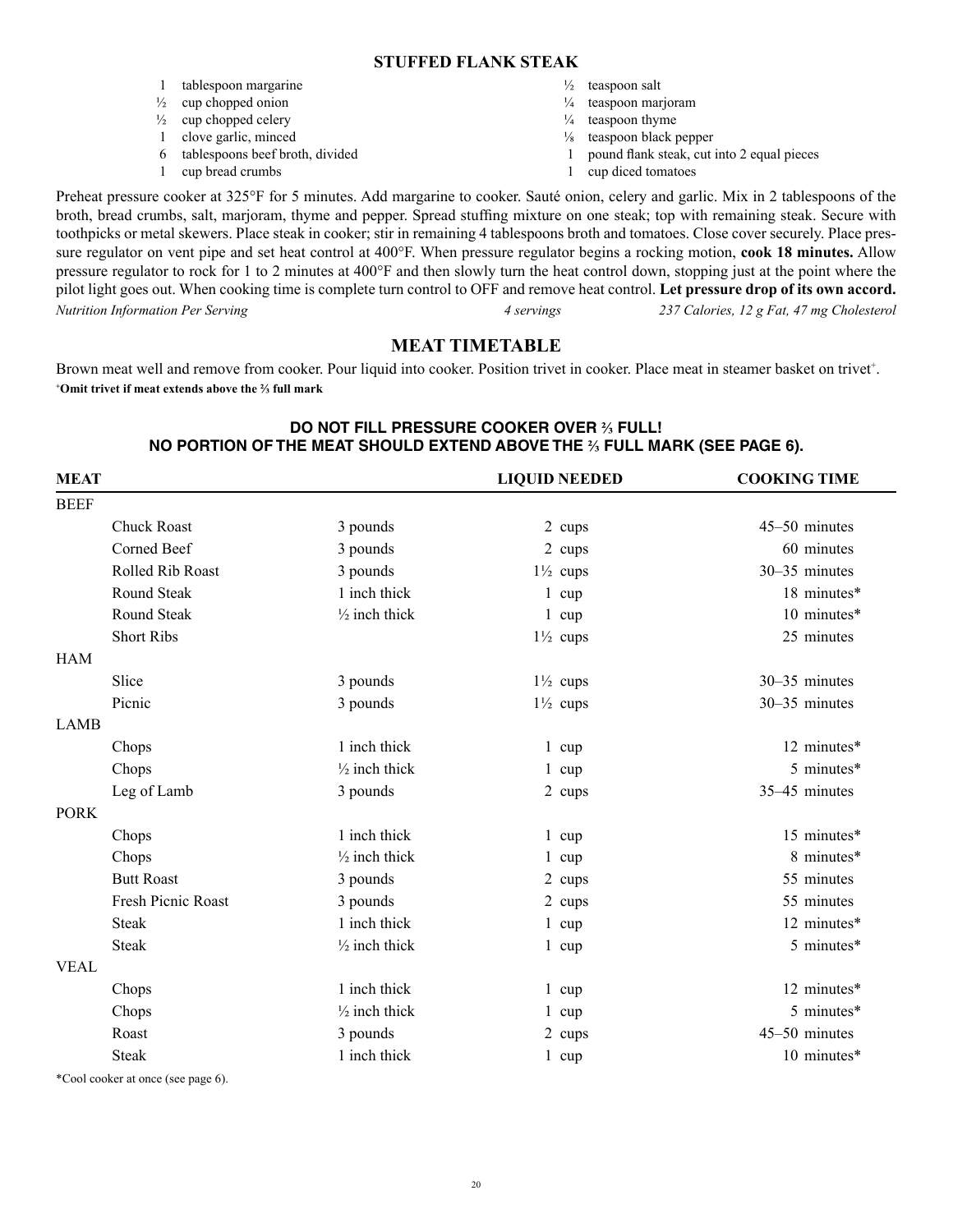## STUFFED FLANK STEAK

- 1 tablespoon margarine
- ½ cup chopped onion
- ½ cup chopped celery
- 1 clove garlic, minced
- 6 tablespoons beef broth, divided
- 1 cup bread crumbs
- ½ teaspoon salt
- ¼ teaspoon marjoram
- ¼ teaspoon thyme
- ⅛ teaspoon black pepper
- 1 pound flank steak, cut into 2 equal pieces
- 1 cup diced tomatoes

Preheat pressure cooker at 325°F for 5 minutes. Add margarine to cooker. Sauté onion, celery and garlic. Mix in 2 tablespoons of the broth, bread crumbs, salt, marjoram, thyme and pepper. Spread stuffing mixture on one steak; top with remaining steak. Secure with toothpicks or metal skewers. Place steak in cooker; stir in remaining 4 tablespoons broth and tomatoes. Close cover securely. Place pressure regulator on vent pipe and set heat control at 400°F. When pressure regulator begins a rocking motion, **cook 18 minutes.** Allow pressure regulator to rock for 1 to 2 minutes at 400°F and then slowly turn the heat control down, stopping just at the point where the pilot light goes out. When cooking time is complete turn control to OFF and remove heat control. **Let pressure drop of its own accord.**

*Nutrition Information Per Serving* *4 servings* *237 Calories, 12 g Fat, 47 mg Cholesterol*

## MEAT TIMETABLE

Brown meat well and remove from cooker. Pour liquid into cooker. Position trivet in cooker. Place meat in steamer basket on trivet+.

+**Omit trivet if meat extends above the ⅔ full mark**

**DO NOT FILL PRESSURE COOKER OVER ⅔ FULL!**
**NO PORTION OF THE MEAT SHOULD EXTEND ABOVE THE ⅔ FULL MARK (SEE PAGE 6).**

| MEAT | | | LIQUID NEEDED | COOKING TIME |
|---|---|---|---|---|
| BEEF | | | | |
| | Chuck Roast | 3 pounds | 2 cups | 45–50 minutes |
| | Corned Beef | 3 pounds | 2 cups | 60 minutes |
| | Rolled Rib Roast | 3 pounds | 1½ cups | 30–35 minutes |
| | Round Steak | 1 inch thick | 1 cup | 18 minutes* |
| | Round Steak | ½ inch thick | 1 cup | 10 minutes* |
| | Short Ribs | | 1½ cups | 25 minutes |
| HAM | | | | |
| | Slice | 3 pounds | 1½ cups | 30–35 minutes |
| | Picnic | 3 pounds | 1½ cups | 30–35 minutes |
| LAMB | | | | |
| | Chops | 1 inch thick | 1 cup | 12 minutes* |
| | Chops | ½ inch thick | 1 cup | 5 minutes* |
| | Leg of Lamb | 3 pounds | 2 cups | 35–45 minutes |
| PORK | | | | |
| | Chops | 1 inch thick | 1 cup | 15 minutes* |
| | Chops | ½ inch thick | 1 cup | 8 minutes* |
| | Butt Roast | 3 pounds | 2 cups | 55 minutes |
| | Fresh Picnic Roast | 3 pounds | 2 cups | 55 minutes |
| | Steak | 1 inch thick | 1 cup | 12 minutes* |
| | Steak | ½ inch thick | 1 cup | 5 minutes* |
| VEAL | | | | |
| | Chops | 1 inch thick | 1 cup | 12 minutes* |
| | Chops | ½ inch thick | 1 cup | 5 minutes* |
| | Roast | 3 pounds | 2 cups | 45–50 minutes |
| | Steak | 1 inch thick | 1 cup | 10 minutes* |

*Cool cooker at once (see page 6).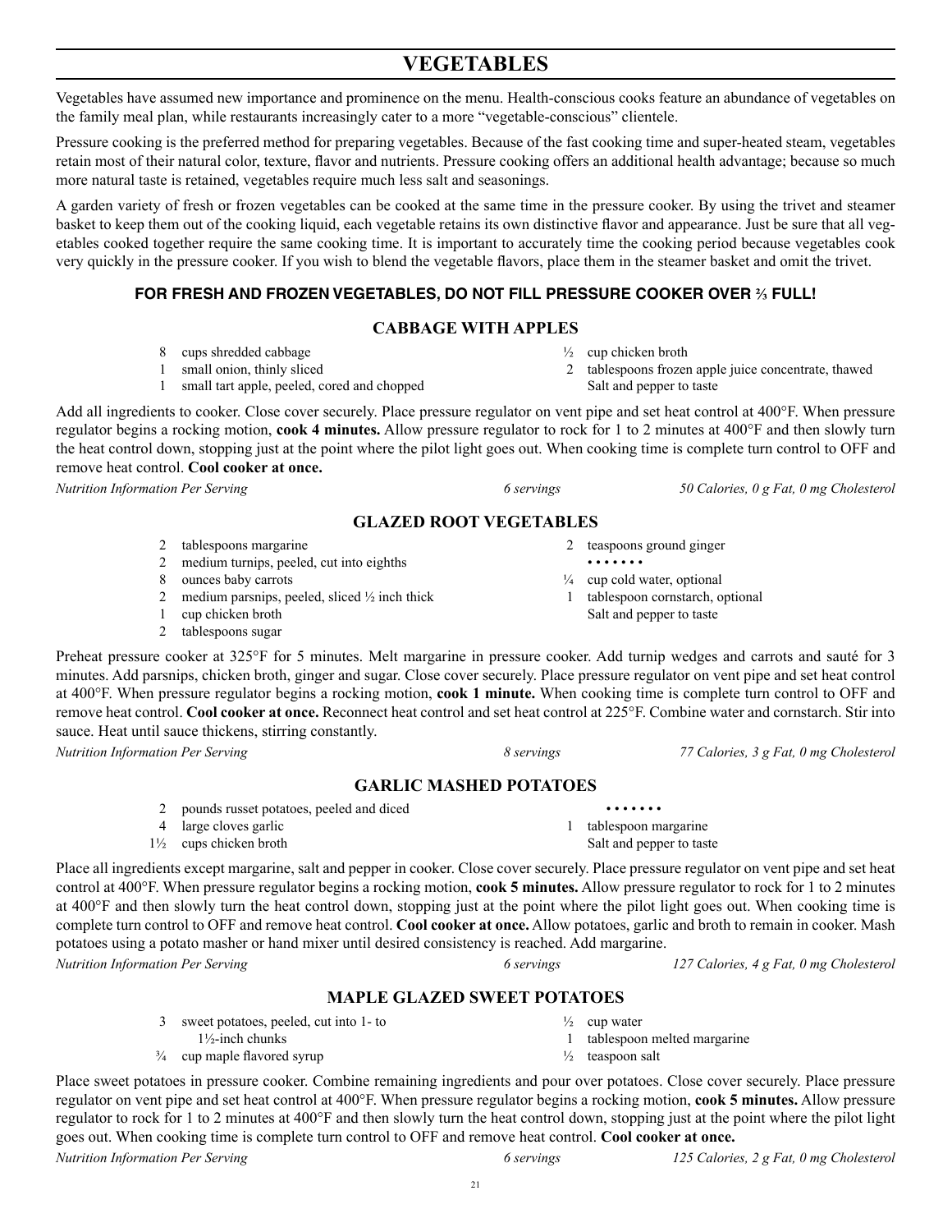# VEGETABLES

Vegetables have assumed new importance and prominence on the menu. Health-conscious cooks feature an abundance of vegetables on the family meal plan, while restaurants increasingly cater to a more "vegetable-conscious" clientele.

Pressure cooking is the preferred method for preparing vegetables. Because of the fast cooking time and super-heated steam, vegetables retain most of their natural color, texture, flavor and nutrients. Pressure cooking offers an additional health advantage; because so much more natural taste is retained, vegetables require much less salt and seasonings.

A garden variety of fresh or frozen vegetables can be cooked at the same time in the pressure cooker. By using the trivet and steamer basket to keep them out of the cooking liquid, each vegetable retains its own distinctive flavor and appearance. Just be sure that all vegetables cooked together require the same cooking time. It is important to accurately time the cooking period because vegetables cook very quickly in the pressure cooker. If you wish to blend the vegetable flavors, place them in the steamer basket and omit the trivet.

**FOR FRESH AND FROZEN VEGETABLES, DO NOT FILL PRESSURE COOKER OVER ⅔ FULL!**

## CABBAGE WITH APPLES

- 8 cups shredded cabbage
- 1 small onion, thinly sliced
- 1 small tart apple, peeled, cored and chopped
- ½ cup chicken broth
- 2 tablespoons frozen apple juice concentrate, thawed
- Salt and pepper to taste

Add all ingredients to cooker. Close cover securely. Place pressure regulator on vent pipe and set heat control at 400°F. When pressure regulator begins a rocking motion, **cook 4 minutes.** Allow pressure regulator to rock for 1 to 2 minutes at 400°F and then slowly turn the heat control down, stopping just at the point where the pilot light goes out. When cooking time is complete turn control to OFF and remove heat control. **Cool cooker at once.**

*Nutrition Information Per Serving* *6 servings* *50 Calories, 0 g Fat, 0 mg Cholesterol*

## GLAZED ROOT VEGETABLES

- 2 tablespoons margarine
- 2 medium turnips, peeled, cut into eighths
- 8 ounces baby carrots
- 2 medium parsnips, peeled, sliced ½ inch thick
- 1 cup chicken broth
- 2 tablespoons sugar
- 2 teaspoons ground ginger

• • • • • • •

- ¼ cup cold water, optional
- 1 tablespoon cornstarch, optional
- Salt and pepper to taste

Preheat pressure cooker at 325°F for 5 minutes. Melt margarine in pressure cooker. Add turnip wedges and carrots and sauté for 3 minutes. Add parsnips, chicken broth, ginger and sugar. Close cover securely. Place pressure regulator on vent pipe and set heat control at 400°F. When pressure regulator begins a rocking motion, **cook 1 minute.** When cooking time is complete turn control to OFF and remove heat control. **Cool cooker at once.** Reconnect heat control and set heat control at 225°F. Combine water and cornstarch. Stir into sauce. Heat until sauce thickens, stirring constantly.

*Nutrition Information Per Serving* *8 servings* *77 Calories, 3 g Fat, 0 mg Cholesterol*

## GARLIC MASHED POTATOES

- 2 pounds russet potatoes, peeled and diced
- 4 large cloves garlic
- 1½ cups chicken broth

• • • • • • •

- 1 tablespoon margarine
- Salt and pepper to taste

Place all ingredients except margarine, salt and pepper in cooker. Close cover securely. Place pressure regulator on vent pipe and set heat control at 400°F. When pressure regulator begins a rocking motion, **cook 5 minutes.** Allow pressure regulator to rock for 1 to 2 minutes at 400°F and then slowly turn the heat control down, stopping just at the point where the pilot light goes out. When cooking time is complete turn control to OFF and remove heat control. **Cool cooker at once.** Allow potatoes, garlic and broth to remain in cooker. Mash potatoes using a potato masher or hand mixer until desired consistency is reached. Add margarine.

*Nutrition Information Per Serving* *6 servings* *127 Calories, 4 g Fat, 0 mg Cholesterol*

## MAPLE GLAZED SWEET POTATOES

- 3 sweet potatoes, peeled, cut into 1- to 1½-inch chunks
- ¾ cup maple flavored syrup
- ½ cup water
- 1 tablespoon melted margarine
- ½ teaspoon salt

Place sweet potatoes in pressure cooker. Combine remaining ingredients and pour over potatoes. Close cover securely. Place pressure regulator on vent pipe and set heat control at 400°F. When pressure regulator begins a rocking motion, **cook 5 minutes.** Allow pressure regulator to rock for 1 to 2 minutes at 400°F and then slowly turn the heat control down, stopping just at the point where the pilot light goes out. When cooking time is complete turn control to OFF and remove heat control. **Cool cooker at once.**

*Nutrition Information Per Serving* *6 servings* *125 Calories, 2 g Fat, 0 mg Cholesterol*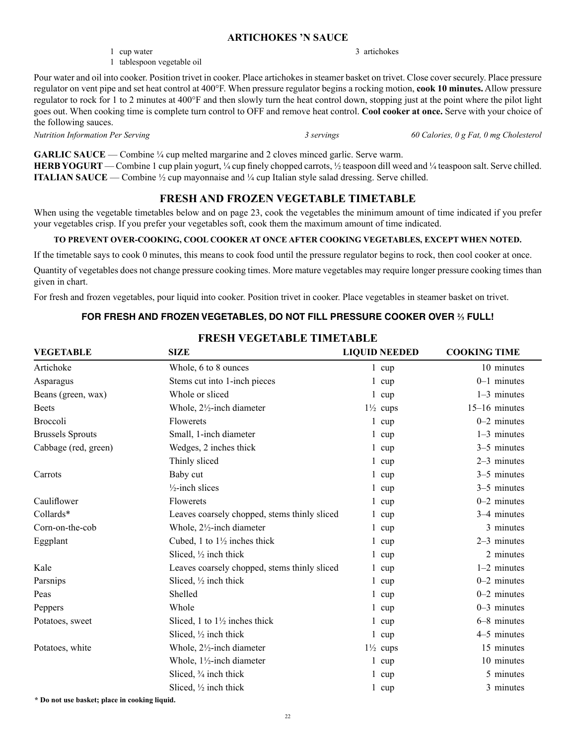## ARTICHOKES 'N SAUCE

- 1 cup water
- 1 tablespoon vegetable oil
- 3 artichokes

Pour water and oil into cooker. Position trivet in cooker. Place artichokes in steamer basket on trivet. Close cover securely. Place pressure regulator on vent pipe and set heat control at 400°F. When pressure regulator begins a rocking motion, **cook 10 minutes.** Allow pressure regulator to rock for 1 to 2 minutes at 400°F and then slowly turn the heat control down, stopping just at the point where the pilot light goes out. When cooking time is complete turn control to OFF and remove heat control. **Cool cooker at once.** Serve with your choice of the following sauces.

*Nutrition Information Per Serving* — *3 servings* — *60 Calories, 0 g Fat, 0 mg Cholesterol*

**GARLIC SAUCE** — Combine ¼ cup melted margarine and 2 cloves minced garlic. Serve warm.
**HERB YOGURT** — Combine 1 cup plain yogurt, ¼ cup finely chopped carrots, ½ teaspoon dill weed and ¼ teaspoon salt. Serve chilled.
**ITALIAN SAUCE** — Combine ½ cup mayonnaise and ¼ cup Italian style salad dressing. Serve chilled.

## FRESH AND FROZEN VEGETABLE TIMETABLE

When using the vegetable timetables below and on page 23, cook the vegetables the minimum amount of time indicated if you prefer your vegetables crisp. If you prefer your vegetables soft, cook them the maximum amount of time indicated.

**TO PREVENT OVER-COOKING, COOL COOKER AT ONCE AFTER COOKING VEGETABLES, EXCEPT WHEN NOTED.**

If the timetable says to cook 0 minutes, this means to cook food until the pressure regulator begins to rock, then cool cooker at once.

Quantity of vegetables does not change pressure cooking times. More mature vegetables may require longer pressure cooking times than given in chart.

For fresh and frozen vegetables, pour liquid into cooker. Position trivet in cooker. Place vegetables in steamer basket on trivet.

**FOR FRESH AND FROZEN VEGETABLES, DO NOT FILL PRESSURE COOKER OVER ⅔ FULL!**

## FRESH VEGETABLE TIMETABLE

| VEGETABLE | SIZE | LIQUID NEEDED | COOKING TIME |
|---|---|---|---|
| Artichoke | Whole, 6 to 8 ounces | 1 cup | 10 minutes |
| Asparagus | Stems cut into 1-inch pieces | 1 cup | 0–1 minutes |
| Beans (green, wax) | Whole or sliced | 1 cup | 1–3 minutes |
| Beets | Whole, 2½-inch diameter | 1½ cups | 15–16 minutes |
| Broccoli | Flowerets | 1 cup | 0–2 minutes |
| Brussels Sprouts | Small, 1-inch diameter | 1 cup | 1–3 minutes |
| Cabbage (red, green) | Wedges, 2 inches thick | 1 cup | 3–5 minutes |
| | Thinly sliced | 1 cup | 2–3 minutes |
| Carrots | Baby cut | 1 cup | 3–5 minutes |
| | ½-inch slices | 1 cup | 3–5 minutes |
| Cauliflower | Flowerets | 1 cup | 0–2 minutes |
| Collards* | Leaves coarsely chopped, stems thinly sliced | 1 cup | 3–4 minutes |
| Corn-on-the-cob | Whole, 2½-inch diameter | 1 cup | 3 minutes |
| Eggplant | Cubed, 1 to 1½ inches thick | 1 cup | 2–3 minutes |
| | Sliced, ½ inch thick | 1 cup | 2 minutes |
| Kale | Leaves coarsely chopped, stems thinly sliced | 1 cup | 1–2 minutes |
| Parsnips | Sliced, ½ inch thick | 1 cup | 0–2 minutes |
| Peas | Shelled | 1 cup | 0–2 minutes |
| Peppers | Whole | 1 cup | 0–3 minutes |
| Potatoes, sweet | Sliced, 1 to 1½ inches thick | 1 cup | 6–8 minutes |
| | Sliced, ½ inch thick | 1 cup | 4–5 minutes |
| Potatoes, white | Whole, 2½-inch diameter | 1½ cups | 15 minutes |
| | Whole, 1½-inch diameter | 1 cup | 10 minutes |
| | Sliced, ¾ inch thick | 1 cup | 5 minutes |
| | Sliced, ½ inch thick | 1 cup | 3 minutes |

**\* Do not use basket; place in cooking liquid.**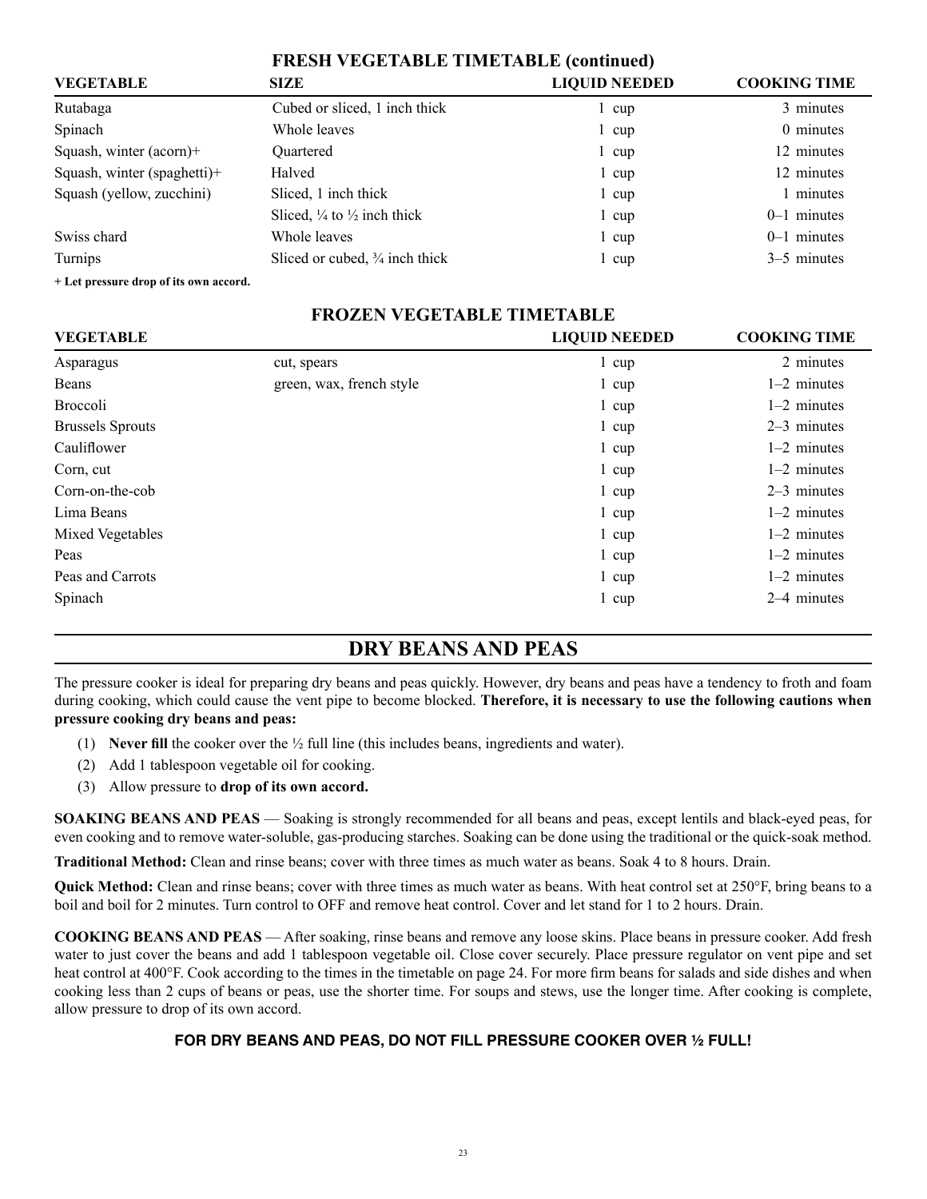## FRESH VEGETABLE TIMETABLE (continued)

| VEGETABLE | SIZE | LIQUID NEEDED | COOKING TIME |
|---|---|---|---|
| Rutabaga | Cubed or sliced, 1 inch thick | 1 cup | 3 minutes |
| Spinach | Whole leaves | 1 cup | 0 minutes |
| Squash, winter (acorn)+ | Quartered | 1 cup | 12 minutes |
| Squash, winter (spaghetti)+ | Halved | 1 cup | 12 minutes |
| Squash (yellow, zucchini) | Sliced, 1 inch thick | 1 cup | 1 minutes |
| | Sliced, ¼ to ½ inch thick | 1 cup | 0–1 minutes |
| Swiss chard | Whole leaves | 1 cup | 0–1 minutes |
| Turnips | Sliced or cubed, ¾ inch thick | 1 cup | 3–5 minutes |

**+ Let pressure drop of its own accord.**

## FROZEN VEGETABLE TIMETABLE

| VEGETABLE | | LIQUID NEEDED | COOKING TIME |
|---|---|---|---|
| Asparagus | cut, spears | 1 cup | 2 minutes |
| Beans | green, wax, french style | 1 cup | 1–2 minutes |
| Broccoli | | 1 cup | 1–2 minutes |
| Brussels Sprouts | | 1 cup | 2–3 minutes |
| Cauliflower | | 1 cup | 1–2 minutes |
| Corn, cut | | 1 cup | 1–2 minutes |
| Corn-on-the-cob | | 1 cup | 2–3 minutes |
| Lima Beans | | 1 cup | 1–2 minutes |
| Mixed Vegetables | | 1 cup | 1–2 minutes |
| Peas | | 1 cup | 1–2 minutes |
| Peas and Carrots | | 1 cup | 1–2 minutes |
| Spinach | | 1 cup | 2–4 minutes |

# DRY BEANS AND PEAS

The pressure cooker is ideal for preparing dry beans and peas quickly. However, dry beans and peas have a tendency to froth and foam during cooking, which could cause the vent pipe to become blocked. **Therefore, it is necessary to use the following cautions when pressure cooking dry beans and peas:**

(1) **Never fill** the cooker over the ½ full line (this includes beans, ingredients and water).

(2) Add 1 tablespoon vegetable oil for cooking.

(3) Allow pressure to **drop of its own accord.**

**SOAKING BEANS AND PEAS** — Soaking is strongly recommended for all beans and peas, except lentils and black-eyed peas, for even cooking and to remove water-soluble, gas-producing starches. Soaking can be done using the traditional or the quick-soak method.

**Traditional Method:** Clean and rinse beans; cover with three times as much water as beans. Soak 4 to 8 hours. Drain.

**Quick Method:** Clean and rinse beans; cover with three times as much water as beans. With heat control set at 250°F, bring beans to a boil and boil for 2 minutes. Turn control to OFF and remove heat control. Cover and let stand for 1 to 2 hours. Drain.

**COOKING BEANS AND PEAS** — After soaking, rinse beans and remove any loose skins. Place beans in pressure cooker. Add fresh water to just cover the beans and add 1 tablespoon vegetable oil. Close cover securely. Place pressure regulator on vent pipe and set heat control at 400°F. Cook according to the times in the timetable on page 24. For more firm beans for salads and side dishes and when cooking less than 2 cups of beans or peas, use the shorter time. For soups and stews, use the longer time. After cooking is complete, allow pressure to drop of its own accord.

**FOR DRY BEANS AND PEAS, DO NOT FILL PRESSURE COOKER OVER ½ FULL!**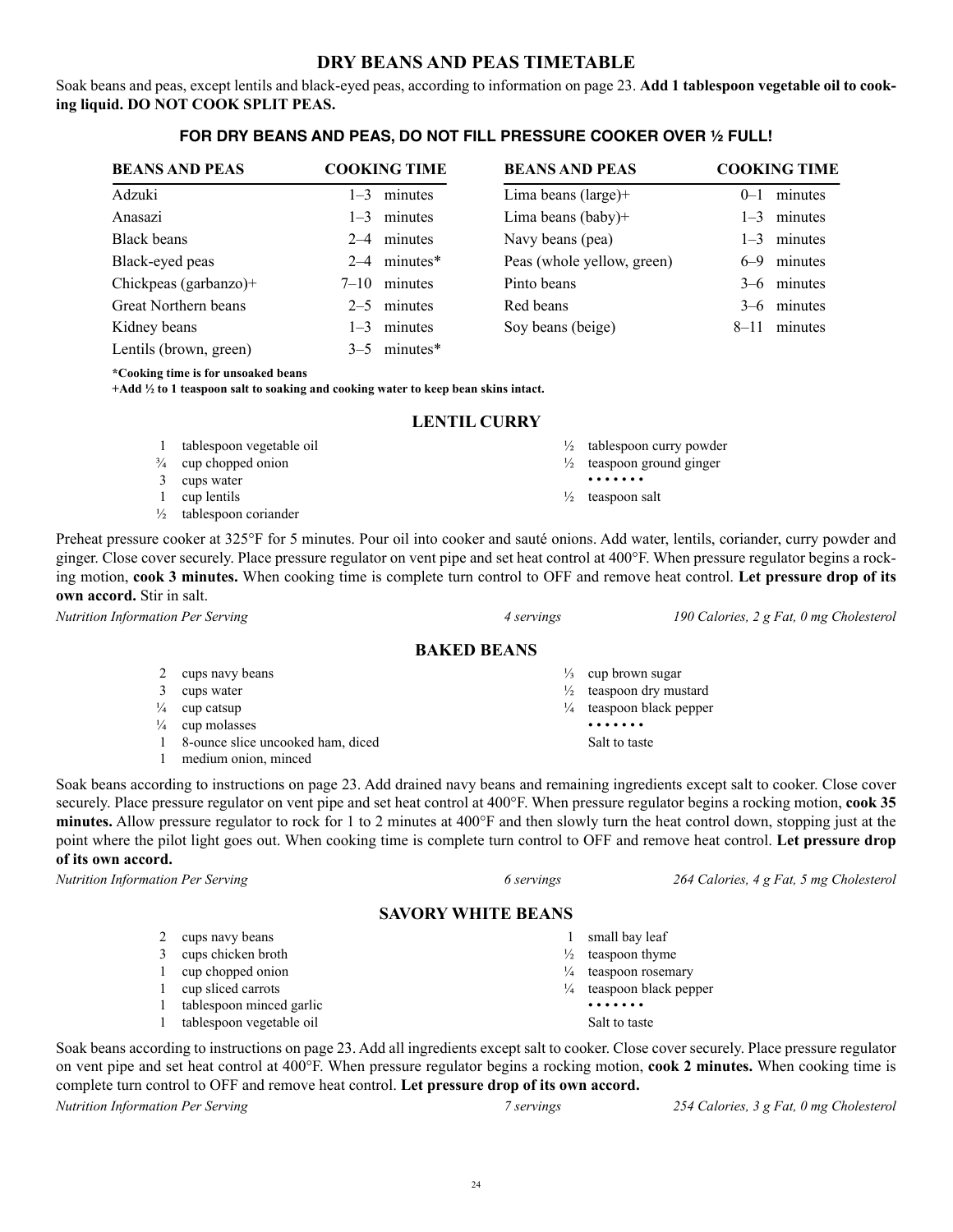## DRY BEANS AND PEAS TIMETABLE

Soak beans and peas, except lentils and black-eyed peas, according to information on page 23. **Add 1 tablespoon vegetable oil to cooking liquid. DO NOT COOK SPLIT PEAS.**

**FOR DRY BEANS AND PEAS, DO NOT FILL PRESSURE COOKER OVER ½ FULL!**

| BEANS AND PEAS | COOKING TIME | BEANS AND PEAS | COOKING TIME |
|---|---|---|---|
| Adzuki | 1–3 minutes | Lima beans (large)+ | 0–1 minutes |
| Anasazi | 1–3 minutes | Lima beans (baby)+ | 1–3 minutes |
| Black beans | 2–4 minutes | Navy beans (pea) | 1–3 minutes |
| Black-eyed peas | 2–4 minutes* | Peas (whole yellow, green) | 6–9 minutes |
| Chickpeas (garbanzo)+ | 7–10 minutes | Pinto beans | 3–6 minutes |
| Great Northern beans | 2–5 minutes | Red beans | 3–6 minutes |
| Kidney beans | 1–3 minutes | Soy beans (beige) | 8–11 minutes |
| Lentils (brown, green) | 3–5 minutes* | | |

**\*Cooking time is for unsoaked beans**
**+Add ½ to 1 teaspoon salt to soaking and cooking water to keep bean skins intact.**

## LENTIL CURRY

- 1 tablespoon vegetable oil
- ¾ cup chopped onion
- 3 cups water
- 1 cup lentils
- ½ tablespoon coriander
- ½ tablespoon curry powder
- ½ teaspoon ground ginger

• • • • • • •

- ½ teaspoon salt

Preheat pressure cooker at 325°F for 5 minutes. Pour oil into cooker and sauté onions. Add water, lentils, coriander, curry powder and ginger. Close cover securely. Place pressure regulator on vent pipe and set heat control at 400°F. When pressure regulator begins a rocking motion, **cook 3 minutes.** When cooking time is complete turn control to OFF and remove heat control. **Let pressure drop of its own accord.** Stir in salt.

*Nutrition Information Per Serving* — *4 servings* — *190 Calories, 2 g Fat, 0 mg Cholesterol*

## BAKED BEANS

- 2 cups navy beans
- 3 cups water
- ¼ cup catsup
- ¼ cup molasses
- 1 8-ounce slice uncooked ham, diced
- 1 medium onion, minced
- ⅓ cup brown sugar
- ½ teaspoon dry mustard
- ¼ teaspoon black pepper

• • • • • • •

- Salt to taste

Soak beans according to instructions on page 23. Add drained navy beans and remaining ingredients except salt to cooker. Close cover securely. Place pressure regulator on vent pipe and set heat control at 400°F. When pressure regulator begins a rocking motion, **cook 35 minutes.** Allow pressure regulator to rock for 1 to 2 minutes at 400°F and then slowly turn the heat control down, stopping just at the point where the pilot light goes out. When cooking time is complete turn control to OFF and remove heat control. **Let pressure drop of its own accord.**

*Nutrition Information Per Serving* — *6 servings* — *264 Calories, 4 g Fat, 5 mg Cholesterol*

## SAVORY WHITE BEANS

- 2 cups navy beans
- 3 cups chicken broth
- 1 cup chopped onion
- 1 cup sliced carrots
- 1 tablespoon minced garlic
- 1 tablespoon vegetable oil
- 1 small bay leaf
- ½ teaspoon thyme
- ¼ teaspoon rosemary
- ¼ teaspoon black pepper

• • • • • • •

- Salt to taste

Soak beans according to instructions on page 23. Add all ingredients except salt to cooker. Close cover securely. Place pressure regulator on vent pipe and set heat control at 400°F. When pressure regulator begins a rocking motion, **cook 2 minutes.** When cooking time is complete turn control to OFF and remove heat control. **Let pressure drop of its own accord.**

*Nutrition Information Per Serving* — *7 servings* — *254 Calories, 3 g Fat, 0 mg Cholesterol*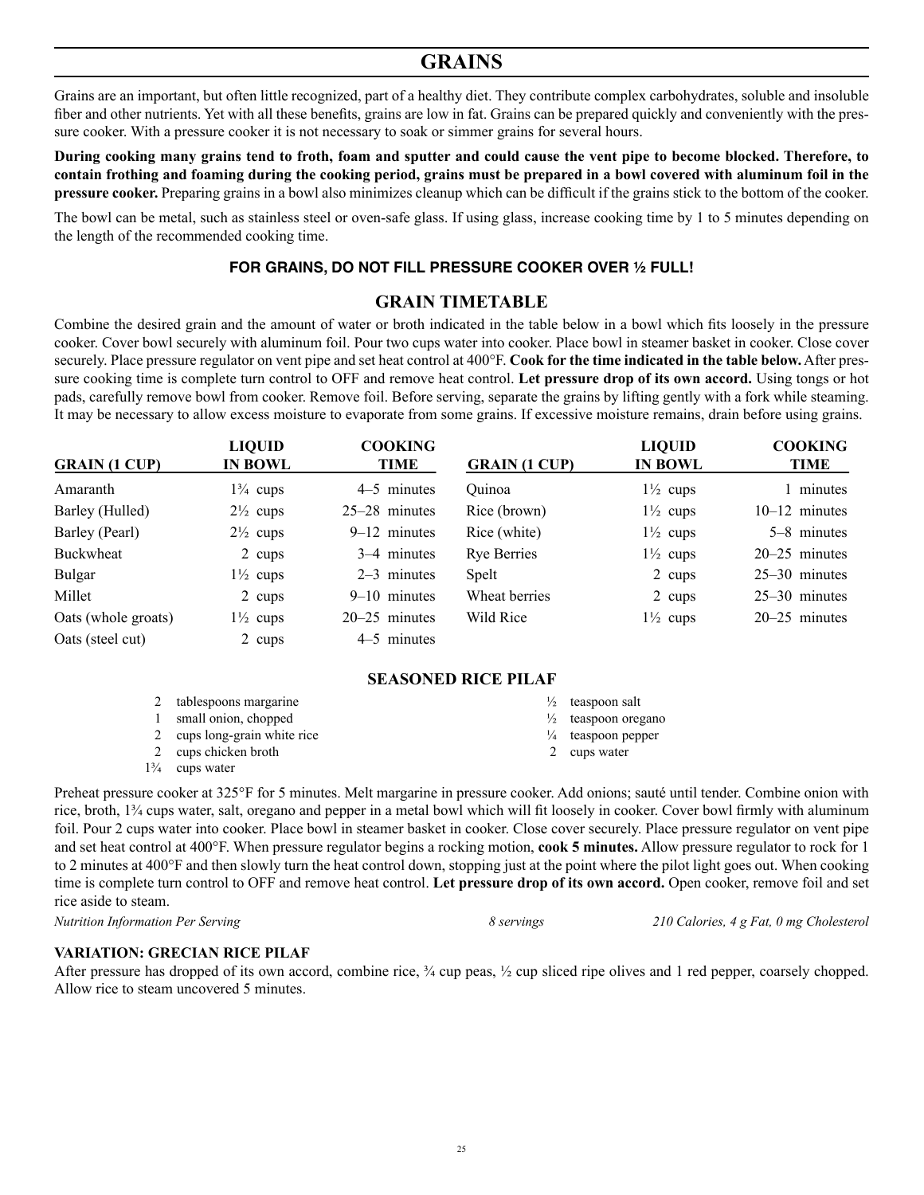# GRAINS

Grains are an important, but often little recognized, part of a healthy diet. They contribute complex carbohydrates, soluble and insoluble fiber and other nutrients. Yet with all these benefits, grains are low in fat. Grains can be prepared quickly and conveniently with the pressure cooker. With a pressure cooker it is not necessary to soak or simmer grains for several hours.

**During cooking many grains tend to froth, foam and sputter and could cause the vent pipe to become blocked. Therefore, to contain frothing and foaming during the cooking period, grains must be prepared in a bowl covered with aluminum foil in the pressure cooker.** Preparing grains in a bowl also minimizes cleanup which can be difficult if the grains stick to the bottom of the cooker.

The bowl can be metal, such as stainless steel or oven-safe glass. If using glass, increase cooking time by 1 to 5 minutes depending on the length of the recommended cooking time.

**FOR GRAINS, DO NOT FILL PRESSURE COOKER OVER ½ FULL!**

## GRAIN TIMETABLE

Combine the desired grain and the amount of water or broth indicated in the table below in a bowl which fits loosely in the pressure cooker. Cover bowl securely with aluminum foil. Pour two cups water into cooker. Place bowl in steamer basket in cooker. Close cover securely. Place pressure regulator on vent pipe and set heat control at 400°F. **Cook for the time indicated in the table below.** After pressure cooking time is complete turn control to OFF and remove heat control. **Let pressure drop of its own accord.** Using tongs or hot pads, carefully remove bowl from cooker. Remove foil. Before serving, separate the grains by lifting gently with a fork while steaming. It may be necessary to allow excess moisture to evaporate from some grains. If excessive moisture remains, drain before using grains.

| GRAIN (1 CUP) | LIQUID IN BOWL | COOKING TIME |
|---|---|---|
| Amaranth | 1¾ cups | 4–5 minutes |
| Barley (Hulled) | 2½ cups | 25–28 minutes |
| Barley (Pearl) | 2½ cups | 9–12 minutes |
| Buckwheat | 2 cups | 3–4 minutes |
| Bulgar | 1½ cups | 2–3 minutes |
| Millet | 2 cups | 9–10 minutes |
| Oats (whole groats) | 1½ cups | 20–25 minutes |
| Oats (steel cut) | 2 cups | 4–5 minutes |
| Quinoa | 1½ cups | 1 minutes |
| Rice (brown) | 1½ cups | 10–12 minutes |
| Rice (white) | 1½ cups | 5–8 minutes |
| Rye Berries | 1½ cups | 20–25 minutes |
| Spelt | 2 cups | 25–30 minutes |
| Wheat berries | 2 cups | 25–30 minutes |
| Wild Rice | 1½ cups | 20–25 minutes |

## SEASONED RICE PILAF

- 2 tablespoons margarine
- 1 small onion, chopped
- 2 cups long-grain white rice
- 2 cups chicken broth
- 1¾ cups water
- ½ teaspoon salt
- ½ teaspoon oregano
- ¼ teaspoon pepper
- 2 cups water

Preheat pressure cooker at 325°F for 5 minutes. Melt margarine in pressure cooker. Add onions; sauté until tender. Combine onion with rice, broth, 1¾ cups water, salt, oregano and pepper in a metal bowl which will fit loosely in cooker. Cover bowl firmly with aluminum foil. Pour 2 cups water into cooker. Place bowl in steamer basket in cooker. Close cover securely. Place pressure regulator on vent pipe and set heat control at 400°F. When pressure regulator begins a rocking motion, **cook 5 minutes.** Allow pressure regulator to rock for 1 to 2 minutes at 400°F and then slowly turn the heat control down, stopping just at the point where the pilot light goes out. When cooking time is complete turn control to OFF and remove heat control. **Let pressure drop of its own accord.** Open cooker, remove foil and set rice aside to steam.

*Nutrition Information Per Serving* — *8 servings* — *210 Calories, 4 g Fat, 0 mg Cholesterol*

**VARIATION: GRECIAN RICE PILAF**

After pressure has dropped of its own accord, combine rice, ¾ cup peas, ½ cup sliced ripe olives and 1 red pepper, coarsely chopped. Allow rice to steam uncovered 5 minutes.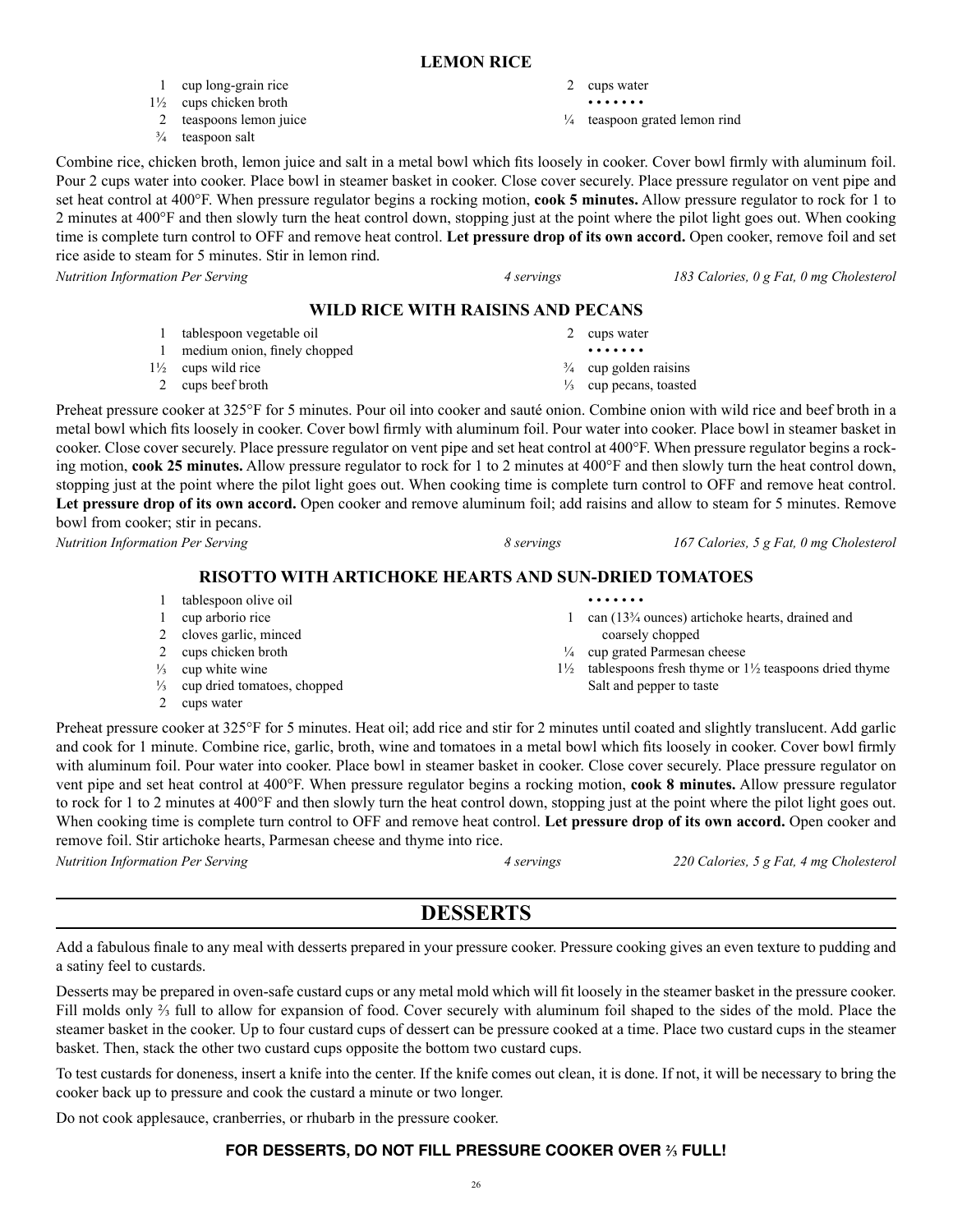## LEMON RICE

- 1 cup long-grain rice
- 1½ cups chicken broth
- 2 teaspoons lemon juice
- ¾ teaspoon salt
- 2 cups water

• • • • • • •

- ¼ teaspoon grated lemon rind

Combine rice, chicken broth, lemon juice and salt in a metal bowl which fits loosely in cooker. Cover bowl firmly with aluminum foil. Pour 2 cups water into cooker. Place bowl in steamer basket in cooker. Close cover securely. Place pressure regulator on vent pipe and set heat control at 400°F. When pressure regulator begins a rocking motion, **cook 5 minutes.** Allow pressure regulator to rock for 1 to 2 minutes at 400°F and then slowly turn the heat control down, stopping just at the point where the pilot light goes out. When cooking time is complete turn control to OFF and remove heat control. **Let pressure drop of its own accord.** Open cooker, remove foil and set rice aside to steam for 5 minutes. Stir in lemon rind.

*Nutrition Information Per Serving* — *4 servings* — *183 Calories, 0 g Fat, 0 mg Cholesterol*

## WILD RICE WITH RAISINS AND PECANS

- 1 tablespoon vegetable oil
- 1 medium onion, finely chopped
- 1½ cups wild rice
- 2 cups beef broth
- 2 cups water

• • • • • • •

- ¾ cup golden raisins
- ⅓ cup pecans, toasted

Preheat pressure cooker at 325°F for 5 minutes. Pour oil into cooker and sauté onion. Combine onion with wild rice and beef broth in a metal bowl which fits loosely in cooker. Cover bowl firmly with aluminum foil. Pour water into cooker. Place bowl in steamer basket in cooker. Close cover securely. Place pressure regulator on vent pipe and set heat control at 400°F. When pressure regulator begins a rocking motion, **cook 25 minutes.** Allow pressure regulator to rock for 1 to 2 minutes at 400°F and then slowly turn the heat control down, stopping just at the point where the pilot light goes out. When cooking time is complete turn control to OFF and remove heat control. **Let pressure drop of its own accord.** Open cooker and remove aluminum foil; add raisins and allow to steam for 5 minutes. Remove bowl from cooker; stir in pecans.

*Nutrition Information Per Serving* — *8 servings* — *167 Calories, 5 g Fat, 0 mg Cholesterol*

## RISOTTO WITH ARTICHOKE HEARTS AND SUN-DRIED TOMATOES

- 1 tablespoon olive oil
- 1 cup arborio rice
- 2 cloves garlic, minced
- 2 cups chicken broth
- ⅓ cup white wine
- ⅓ cup dried tomatoes, chopped
- 2 cups water

• • • • • • •

- 1 can (13¾ ounces) artichoke hearts, drained and coarsely chopped
- ¼ cup grated Parmesan cheese
- 1½ tablespoons fresh thyme or 1½ teaspoons dried thyme
- Salt and pepper to taste

Preheat pressure cooker at 325°F for 5 minutes. Heat oil; add rice and stir for 2 minutes until coated and slightly translucent. Add garlic and cook for 1 minute. Combine rice, garlic, broth, wine and tomatoes in a metal bowl which fits loosely in cooker. Cover bowl firmly with aluminum foil. Pour water into cooker. Place bowl in steamer basket in cooker. Close cover securely. Place pressure regulator on vent pipe and set heat control at 400°F. When pressure regulator begins a rocking motion, **cook 8 minutes.** Allow pressure regulator to rock for 1 to 2 minutes at 400°F and then slowly turn the heat control down, stopping just at the point where the pilot light goes out. When cooking time is complete turn control to OFF and remove heat control. **Let pressure drop of its own accord.** Open cooker and remove foil. Stir artichoke hearts, Parmesan cheese and thyme into rice.

*Nutrition Information Per Serving* — *4 servings* — *220 Calories, 5 g Fat, 4 mg Cholesterol*

# DESSERTS

Add a fabulous finale to any meal with desserts prepared in your pressure cooker. Pressure cooking gives an even texture to pudding and a satiny feel to custards.

Desserts may be prepared in oven-safe custard cups or any metal mold which will fit loosely in the steamer basket in the pressure cooker. Fill molds only ⅔ full to allow for expansion of food. Cover securely with aluminum foil shaped to the sides of the mold. Place the steamer basket in the cooker. Up to four custard cups of dessert can be pressure cooked at a time. Place two custard cups in the steamer basket. Then, stack the other two custard cups opposite the bottom two custard cups.

To test custards for doneness, insert a knife into the center. If the knife comes out clean, it is done. If not, it will be necessary to bring the cooker back up to pressure and cook the custard a minute or two longer.

Do not cook applesauce, cranberries, or rhubarb in the pressure cooker.

**FOR DESSERTS, DO NOT FILL PRESSURE COOKER OVER ⅔ FULL!**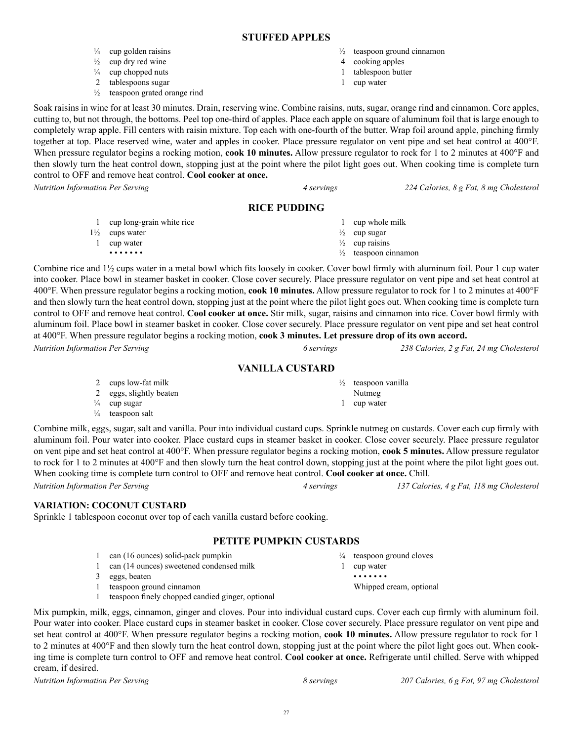## STUFFED APPLES

- ¼ cup golden raisins
- ½ cup dry red wine
- ¼ cup chopped nuts
- 2 tablespoons sugar
- ½ teaspoon grated orange rind
- ½ teaspoon ground cinnamon
- 4 cooking apples
- 1 tablespoon butter
- 1 cup water

Soak raisins in wine for at least 30 minutes. Drain, reserving wine. Combine raisins, nuts, sugar, orange rind and cinnamon. Core apples, cutting to, but not through, the bottoms. Peel top one-third of apples. Place each apple on square of aluminum foil that is large enough to completely wrap apple. Fill centers with raisin mixture. Top each with one-fourth of the butter. Wrap foil around apple, pinching firmly together at top. Place reserved wine, water and apples in cooker. Place pressure regulator on vent pipe and set heat control at 400°F. When pressure regulator begins a rocking motion, **cook 10 minutes.** Allow pressure regulator to rock for 1 to 2 minutes at 400°F and then slowly turn the heat control down, stopping just at the point where the pilot light goes out. When cooking time is complete turn control to OFF and remove heat control. **Cool cooker at once.**

*Nutrition Information Per Serving* — *4 servings* — *224 Calories, 8 g Fat, 8 mg Cholesterol*

## RICE PUDDING

- 1 cup long-grain white rice
- 1½ cups water
- 1 cup water
- • • • • • •
- 1 cup whole milk
- ½ cup sugar
- ½ cup raisins
- ½ teaspoon cinnamon

Combine rice and 1½ cups water in a metal bowl which fits loosely in cooker. Cover bowl firmly with aluminum foil. Pour 1 cup water into cooker. Place bowl in steamer basket in cooker. Close cover securely. Place pressure regulator on vent pipe and set heat control at 400°F. When pressure regulator begins a rocking motion, **cook 10 minutes.** Allow pressure regulator to rock for 1 to 2 minutes at 400°F and then slowly turn the heat control down, stopping just at the point where the pilot light goes out. When cooking time is complete turn control to OFF and remove heat control. **Cool cooker at once.** Stir milk, sugar, raisins and cinnamon into rice. Cover bowl firmly with aluminum foil. Place bowl in steamer basket in cooker. Close cover securely. Place pressure regulator on vent pipe and set heat control at 400°F. When pressure regulator begins a rocking motion, **cook 3 minutes. Let pressure drop of its own accord.**

*Nutrition Information Per Serving* — *6 servings* — *238 Calories, 2 g Fat, 24 mg Cholesterol*

## VANILLA CUSTARD

- 2 cups low-fat milk
- 2 eggs, slightly beaten
- ¼ cup sugar
- ¼ teaspoon salt
- ½ teaspoon vanilla
- Nutmeg
- 1 cup water

Combine milk, eggs, sugar, salt and vanilla. Pour into individual custard cups. Sprinkle nutmeg on custards. Cover each cup firmly with aluminum foil. Pour water into cooker. Place custard cups in steamer basket in cooker. Close cover securely. Place pressure regulator on vent pipe and set heat control at 400°F. When pressure regulator begins a rocking motion, **cook 5 minutes.** Allow pressure regulator to rock for 1 to 2 minutes at 400°F and then slowly turn the heat control down, stopping just at the point where the pilot light goes out. When cooking time is complete turn control to OFF and remove heat control. **Cool cooker at once.** Chill.

*Nutrition Information Per Serving* — *4 servings* — *137 Calories, 4 g Fat, 118 mg Cholesterol*

### VARIATION: COCONUT CUSTARD

Sprinkle 1 tablespoon coconut over top of each vanilla custard before cooking.

## PETITE PUMPKIN CUSTARDS

- 1 can (16 ounces) solid-pack pumpkin
- 1 can (14 ounces) sweetened condensed milk
- 3 eggs, beaten
- 1 teaspoon ground cinnamon
- 1 teaspoon finely chopped candied ginger, optional
- ¼ teaspoon ground cloves
- 1 cup water
- • • • • • •
- Whipped cream, optional

Mix pumpkin, milk, eggs, cinnamon, ginger and cloves. Pour into individual custard cups. Cover each cup firmly with aluminum foil. Pour water into cooker. Place custard cups in steamer basket in cooker. Close cover securely. Place pressure regulator on vent pipe and set heat control at 400°F. When pressure regulator begins a rocking motion, **cook 10 minutes.** Allow pressure regulator to rock for 1 to 2 minutes at 400°F and then slowly turn the heat control down, stopping just at the point where the pilot light goes out. When cooking time is complete turn control to OFF and remove heat control. **Cool cooker at once.** Refrigerate until chilled. Serve with whipped cream, if desired.

*Nutrition Information Per Serving* — *8 servings* — *207 Calories, 6 g Fat, 97 mg Cholesterol*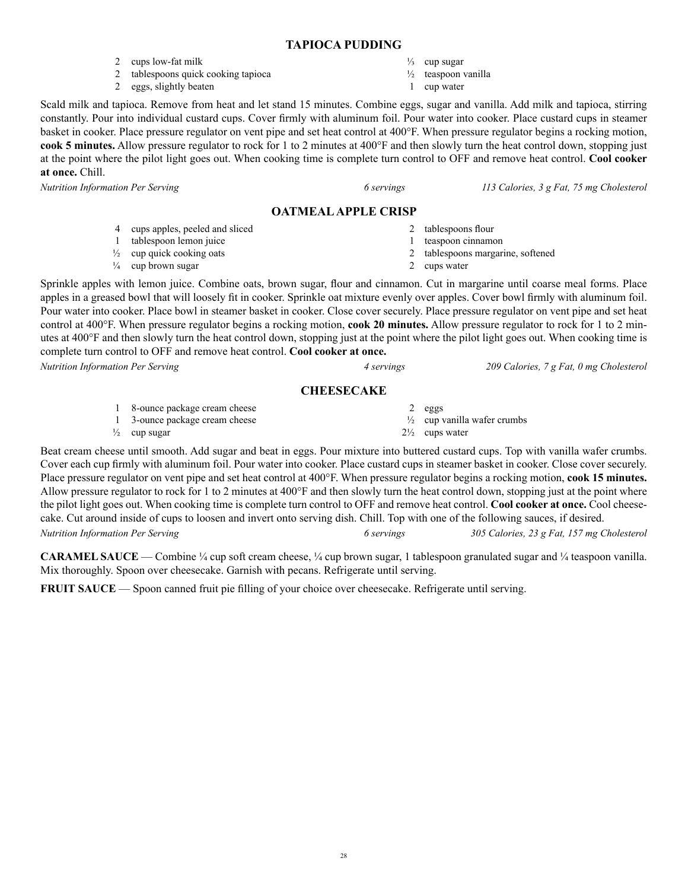## TAPIOCA PUDDING

- 2 cups low-fat milk
- 2 tablespoons quick cooking tapioca
- 2 eggs, slightly beaten
- ⅓ cup sugar
- ½ teaspoon vanilla
- 1 cup water

Scald milk and tapioca. Remove from heat and let stand 15 minutes. Combine eggs, sugar and vanilla. Add milk and tapioca, stirring constantly. Pour into individual custard cups. Cover firmly with aluminum foil. Pour water into cooker. Place custard cups in steamer basket in cooker. Place pressure regulator on vent pipe and set heat control at 400°F. When pressure regulator begins a rocking motion, **cook 5 minutes.** Allow pressure regulator to rock for 1 to 2 minutes at 400°F and then slowly turn the heat control down, stopping just at the point where the pilot light goes out. When cooking time is complete turn control to OFF and remove heat control. **Cool cooker at once.** Chill.

*Nutrition Information Per Serving* — *6 servings* — *113 Calories, 3 g Fat, 75 mg Cholesterol*

## OATMEAL APPLE CRISP

- 4 cups apples, peeled and sliced
- 1 tablespoon lemon juice
- ½ cup quick cooking oats
- ¼ cup brown sugar
- 2 tablespoons flour
- 1 teaspoon cinnamon
- 2 tablespoons margarine, softened
- 2 cups water

Sprinkle apples with lemon juice. Combine oats, brown sugar, flour and cinnamon. Cut in margarine until coarse meal forms. Place apples in a greased bowl that will loosely fit in cooker. Sprinkle oat mixture evenly over apples. Cover bowl firmly with aluminum foil. Pour water into cooker. Place bowl in steamer basket in cooker. Close cover securely. Place pressure regulator on vent pipe and set heat control at 400°F. When pressure regulator begins a rocking motion, **cook 20 minutes.** Allow pressure regulator to rock for 1 to 2 minutes at 400°F and then slowly turn the heat control down, stopping just at the point where the pilot light goes out. When cooking time is complete turn control to OFF and remove heat control. **Cool cooker at once.**

*Nutrition Information Per Serving* — *4 servings* — *209 Calories, 7 g Fat, 0 mg Cholesterol*

## CHEESECAKE

- 1 8-ounce package cream cheese
- 1 3-ounce package cream cheese
- ½ cup sugar
- 2 eggs
- ½ cup vanilla wafer crumbs
- 2½ cups water

Beat cream cheese until smooth. Add sugar and beat in eggs. Pour mixture into buttered custard cups. Top with vanilla wafer crumbs. Cover each cup firmly with aluminum foil. Pour water into cooker. Place custard cups in steamer basket in cooker. Close cover securely. Place pressure regulator on vent pipe and set heat control at 400°F. When pressure regulator begins a rocking motion, **cook 15 minutes.** Allow pressure regulator to rock for 1 to 2 minutes at 400°F and then slowly turn the heat control down, stopping just at the point where the pilot light goes out. When cooking time is complete turn control to OFF and remove heat control. **Cool cooker at once.** Cool cheesecake. Cut around inside of cups to loosen and invert onto serving dish. Chill. Top with one of the following sauces, if desired.

*Nutrition Information Per Serving* — *6 servings* — *305 Calories, 23 g Fat, 157 mg Cholesterol*

**CARAMEL SAUCE** — Combine ¼ cup soft cream cheese, ¼ cup brown sugar, 1 tablespoon granulated sugar and ¼ teaspoon vanilla. Mix thoroughly. Spoon over cheesecake. Garnish with pecans. Refrigerate until serving.

**FRUIT SAUCE** — Spoon canned fruit pie filling of your choice over cheesecake. Refrigerate until serving.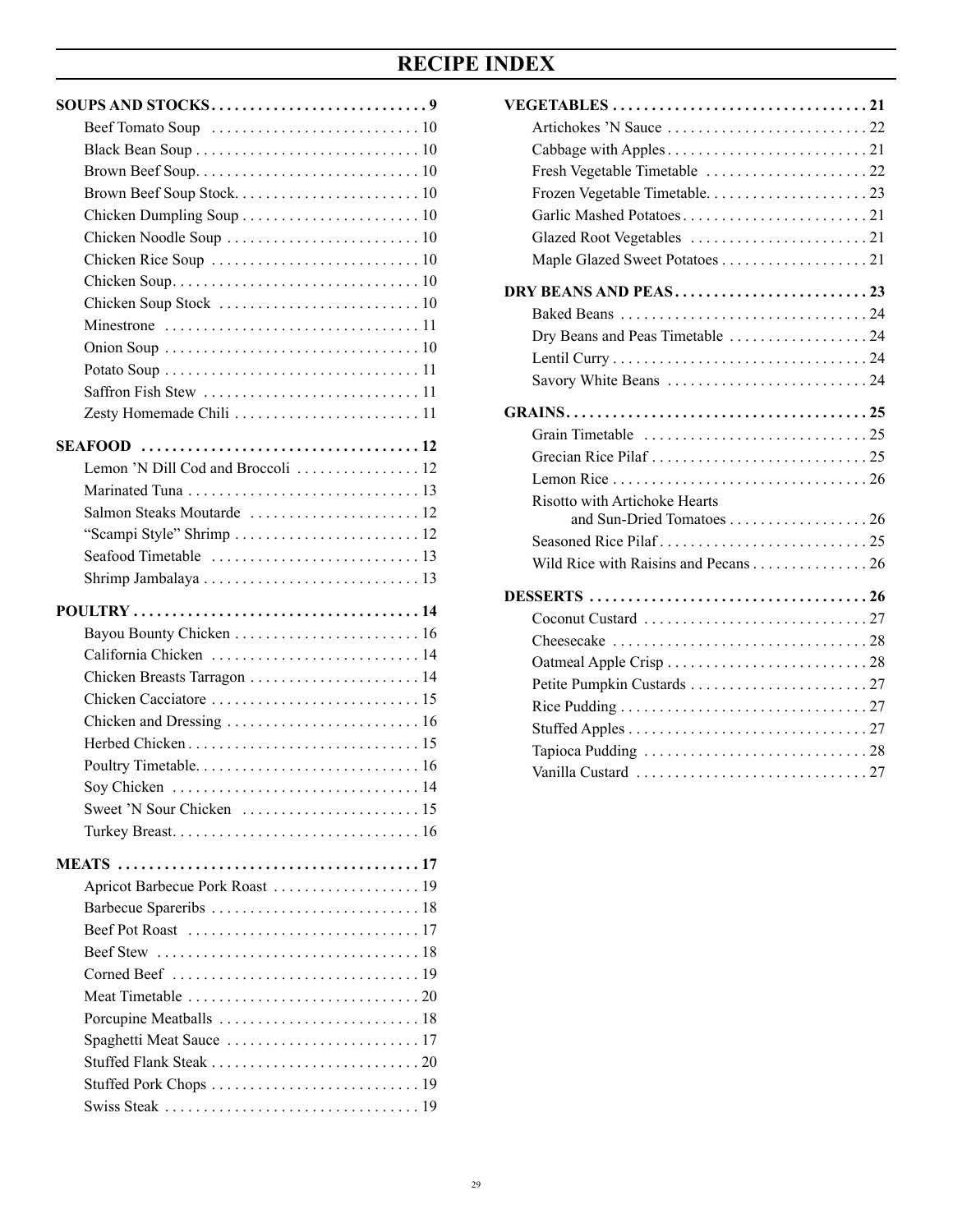# RECIPE INDEX

**SOUPS AND STOCKS . . . . . . . . . . 9**

- Beef Tomato Soup . . . . . . . . . . 10
- Black Bean Soup . . . . . . . . . . 10
- Brown Beef Soup. . . . . . . . . . 10
- Brown Beef Soup Stock. . . . . . . . . . 10
- Chicken Dumpling Soup . . . . . . . . . . 10
- Chicken Noodle Soup . . . . . . . . . . 10
- Chicken Rice Soup . . . . . . . . . . 10
- Chicken Soup. . . . . . . . . . 10
- Chicken Soup Stock . . . . . . . . . . 10
- Minestrone . . . . . . . . . . 11
- Onion Soup . . . . . . . . . . 10
- Potato Soup . . . . . . . . . . 11
- Saffron Fish Stew . . . . . . . . . . 11
- Zesty Homemade Chili . . . . . . . . . . 11

**SEAFOOD . . . . . . . . . . 12**

- Lemon 'N Dill Cod and Broccoli . . . . . . . . . . 12
- Marinated Tuna . . . . . . . . . . 13
- Salmon Steaks Moutarde . . . . . . . . . . 12
- "Scampi Style" Shrimp . . . . . . . . . . 12
- Seafood Timetable . . . . . . . . . . 13
- Shrimp Jambalaya . . . . . . . . . . 13

**POULTRY . . . . . . . . . . 14**

- Bayou Bounty Chicken . . . . . . . . . . 16
- California Chicken . . . . . . . . . . 14
- Chicken Breasts Tarragon . . . . . . . . . . 14
- Chicken Cacciatore . . . . . . . . . . 15
- Chicken and Dressing . . . . . . . . . . 16
- Herbed Chicken . . . . . . . . . . 15
- Poultry Timetable. . . . . . . . . . 16
- Soy Chicken . . . . . . . . . . 14
- Sweet 'N Sour Chicken . . . . . . . . . . 15
- Turkey Breast. . . . . . . . . . 16

**MEATS . . . . . . . . . . 17**

- Apricot Barbecue Pork Roast . . . . . . . . . . 19
- Barbecue Spareribs . . . . . . . . . . 18
- Beef Pot Roast . . . . . . . . . . 17
- Beef Stew . . . . . . . . . . 18
- Corned Beef . . . . . . . . . . 19
- Meat Timetable . . . . . . . . . . 20
- Porcupine Meatballs . . . . . . . . . . 18
- Spaghetti Meat Sauce . . . . . . . . . . 17
- Stuffed Flank Steak . . . . . . . . . . 20
- Stuffed Pork Chops . . . . . . . . . . 19
- Swiss Steak . . . . . . . . . . 19

**VEGETABLES . . . . . . . . . . 21**

- Artichokes 'N Sauce . . . . . . . . . . 22
- Cabbage with Apples . . . . . . . . . . 21
- Fresh Vegetable Timetable . . . . . . . . . . 22
- Frozen Vegetable Timetable. . . . . . . . . . 23
- Garlic Mashed Potatoes . . . . . . . . . . 21
- Glazed Root Vegetables . . . . . . . . . . 21
- Maple Glazed Sweet Potatoes . . . . . . . . . . 21

**DRY BEANS AND PEAS . . . . . . . . . . 23**

- Baked Beans . . . . . . . . . . 24
- Dry Beans and Peas Timetable . . . . . . . . . . 24
- Lentil Curry . . . . . . . . . . 24
- Savory White Beans . . . . . . . . . . 24

**GRAINS . . . . . . . . . . 25**

- Grain Timetable . . . . . . . . . . 25
- Grecian Rice Pilaf . . . . . . . . . . 25
- Lemon Rice . . . . . . . . . . 26
- Risotto with Artichoke Hearts and Sun-Dried Tomatoes . . . . . . . . . . 26
- Seasoned Rice Pilaf . . . . . . . . . . 25
- Wild Rice with Raisins and Pecans . . . . . . . . . . 26

**DESSERTS . . . . . . . . . . 26**

- Coconut Custard . . . . . . . . . . 27
- Cheesecake . . . . . . . . . . 28
- Oatmeal Apple Crisp . . . . . . . . . . 28
- Petite Pumpkin Custards . . . . . . . . . . 27
- Rice Pudding . . . . . . . . . . 27
- Stuffed Apples . . . . . . . . . . 27
- Tapioca Pudding . . . . . . . . . . 28
- Vanilla Custard . . . . . . . . . . 27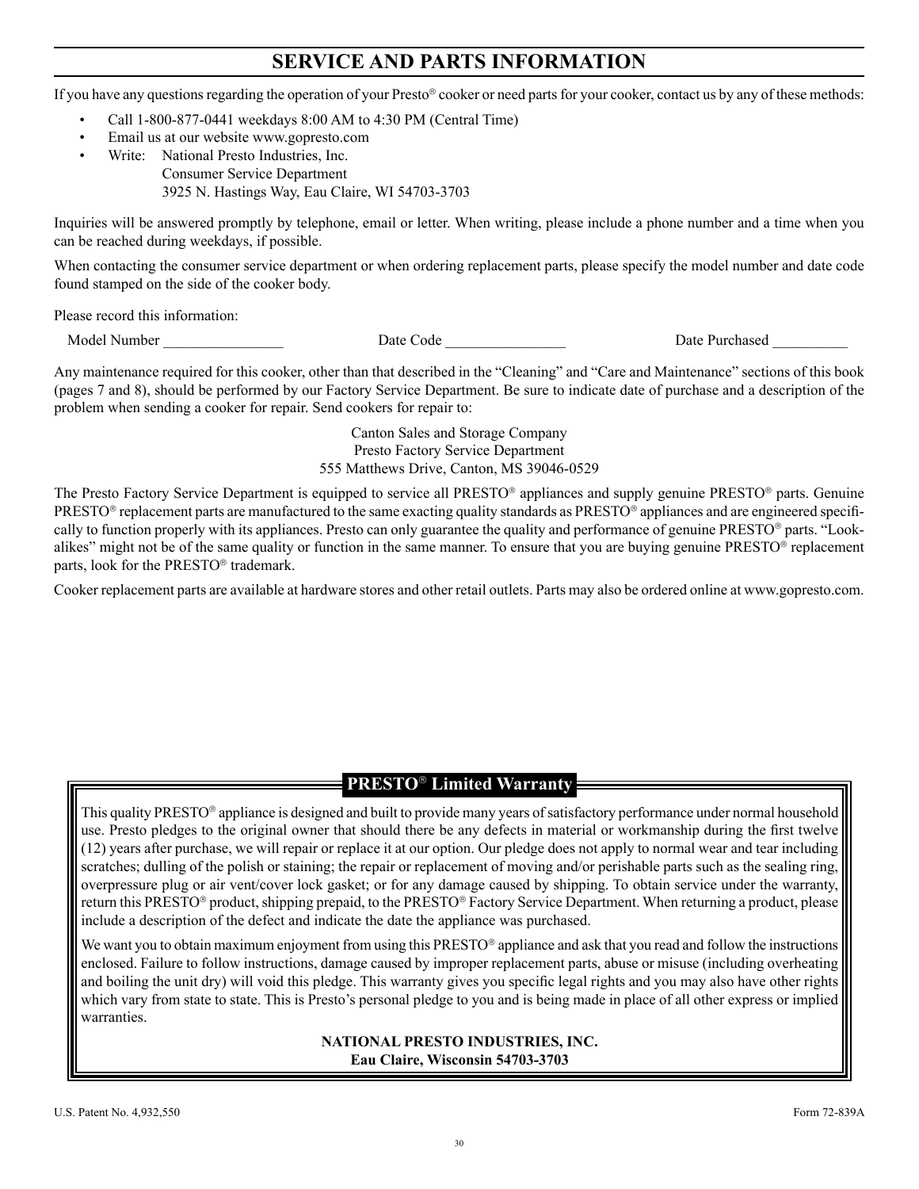## SERVICE AND PARTS INFORMATION

If you have any questions regarding the operation of your Presto® cooker or need parts for your cooker, contact us by any of these methods:

- Call 1-800-877-0441 weekdays 8:00 AM to 4:30 PM (Central Time)
- Email us at our website www.gopresto.com
- Write: National Presto Industries, Inc.
  Consumer Service Department
  3925 N. Hastings Way, Eau Claire, WI 54703-3703

Inquiries will be answered promptly by telephone, email or letter. When writing, please include a phone number and a time when you can be reached during weekdays, if possible.

When contacting the consumer service department or when ordering replacement parts, please specify the model number and date code found stamped on the side of the cooker body.

Please record this information:

Model Number ________________ Date Code ________________ Date Purchased __________

Any maintenance required for this cooker, other than that described in the "Cleaning" and "Care and Maintenance" sections of this book (pages 7 and 8), should be performed by our Factory Service Department. Be sure to indicate date of purchase and a description of the problem when sending a cooker for repair. Send cookers for repair to:

Canton Sales and Storage Company
Presto Factory Service Department
555 Matthews Drive, Canton, MS 39046-0529

The Presto Factory Service Department is equipped to service all PRESTO® appliances and supply genuine PRESTO® parts. Genuine PRESTO® replacement parts are manufactured to the same exacting quality standards as PRESTO® appliances and are engineered specifically to function properly with its appliances. Presto can only guarantee the quality and performance of genuine PRESTO® parts. "Look-alikes" might not be of the same quality or function in the same manner. To ensure that you are buying genuine PRESTO® replacement parts, look for the PRESTO® trademark.

Cooker replacement parts are available at hardware stores and other retail outlets. Parts may also be ordered online at www.gopresto.com.

### PRESTO® Limited Warranty

This quality PRESTO® appliance is designed and built to provide many years of satisfactory performance under normal household use. Presto pledges to the original owner that should there be any defects in material or workmanship during the first twelve (12) years after purchase, we will repair or replace it at our option. Our pledge does not apply to normal wear and tear including scratches; dulling of the polish or staining; the repair or replacement of moving and/or perishable parts such as the sealing ring, overpressure plug or air vent/cover lock gasket; or for any damage caused by shipping. To obtain service under the warranty, return this PRESTO® product, shipping prepaid, to the PRESTO® Factory Service Department. When returning a product, please include a description of the defect and indicate the date the appliance was purchased.

We want you to obtain maximum enjoyment from using this PRESTO® appliance and ask that you read and follow the instructions enclosed. Failure to follow instructions, damage caused by improper replacement parts, abuse or misuse (including overheating and boiling the unit dry) will void this pledge. This warranty gives you specific legal rights and you may also have other rights which vary from state to state. This is Presto's personal pledge to you and is being made in place of all other express or implied warranties.

**NATIONAL PRESTO INDUSTRIES, INC.**
**Eau Claire, Wisconsin 54703-3703**

U.S. Patent No. 4,932,550

Form 72-839A